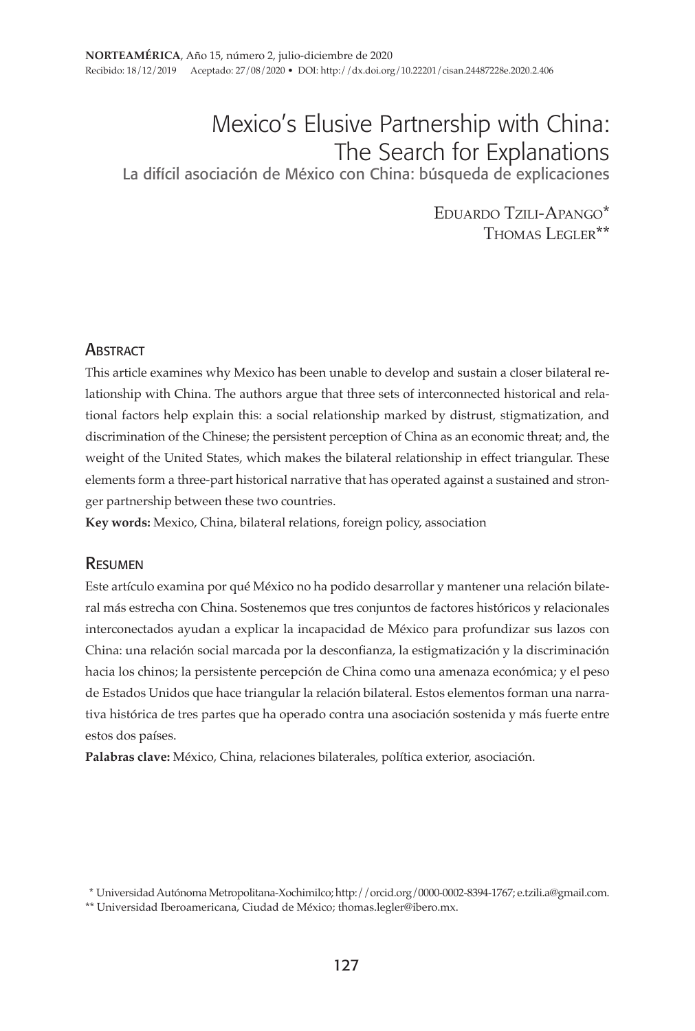NORTEAMÉRICA, Año 15, número 2, julio-diciembre de 2020
Recibido: 18/12/2019 Aceptado: 27/08/2020 • DOI: http://dx.doi.org/10.22201/cisan.24487228e.2020.2.406

# Mexico's Elusive Partnership with China: The Search for Explanations

## La difícil asociación de México con China: búsqueda de explicaciones

Eduardo Tzili-Apango*
Thomas Legler**

## Abstract

This article examines why Mexico has been unable to develop and sustain a closer bilateral relationship with China. The authors argue that three sets of interconnected historical and relational factors help explain this: a social relationship marked by distrust, stigmatization, and discrimination of the Chinese; the persistent perception of China as an economic threat; and, the weight of the United States, which makes the bilateral relationship in effect triangular. These elements form a three-part historical narrative that has operated against a sustained and stronger partnership between these two countries.

**Key words:** Mexico, China, bilateral relations, foreign policy, association

## Resumen

Este artículo examina por qué México no ha podido desarrollar y mantener una relación bilateral más estrecha con China. Sostenemos que tres conjuntos de factores históricos y relacionales interconectados ayudan a explicar la incapacidad de México para profundizar sus lazos con China: una relación social marcada por la desconfianza, la estigmatización y la discriminación hacia los chinos; la persistente percepción de China como una amenaza económica; y el peso de Estados Unidos que hace triangular la relación bilateral. Estos elementos forman una narrativa histórica de tres partes que ha operado contra una asociación sostenida y más fuerte entre estos dos países.

**Palabras clave:** México, China, relaciones bilaterales, política exterior, asociación.

\* Universidad Autónoma Metropolitana-Xochimilco; http://orcid.org/0000-0002-8394-1767; e.tzili.a@gmail.com.

\*\* Universidad Iberoamericana, Ciudad de México; thomas.legler@ibero.mx.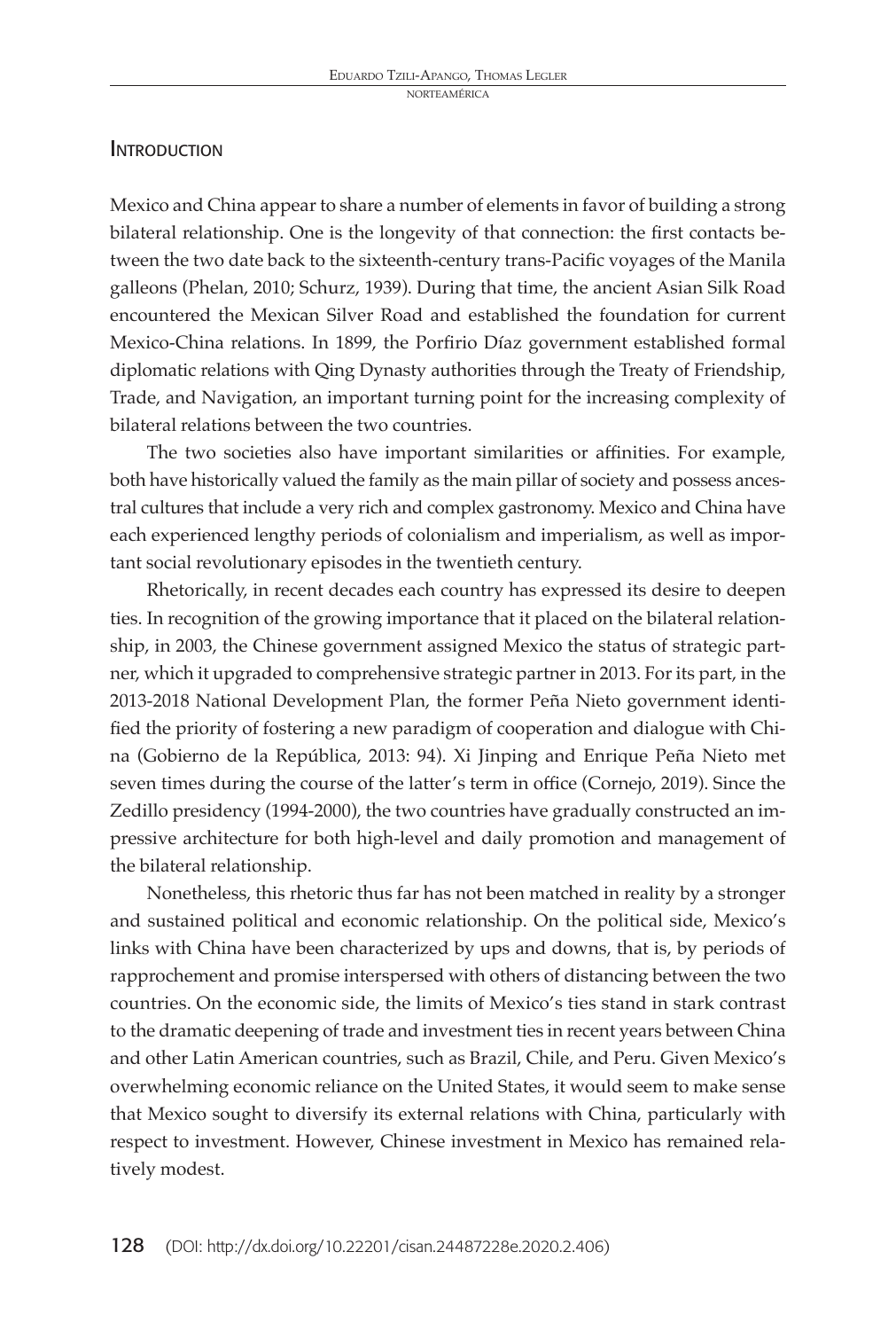## Introduction

Mexico and China appear to share a number of elements in favor of building a strong bilateral relationship. One is the longevity of that connection: the first contacts between the two date back to the sixteenth-century trans-Pacific voyages of the Manila galleons (Phelan, 2010; Schurz, 1939). During that time, the ancient Asian Silk Road encountered the Mexican Silver Road and established the foundation for current Mexico-China relations. In 1899, the Porfirio Díaz government established formal diplomatic relations with Qing Dynasty authorities through the Treaty of Friendship, Trade, and Navigation, an important turning point for the increasing complexity of bilateral relations between the two countries.

The two societies also have important similarities or affinities. For example, both have historically valued the family as the main pillar of society and possess ancestral cultures that include a very rich and complex gastronomy. Mexico and China have each experienced lengthy periods of colonialism and imperialism, as well as important social revolutionary episodes in the twentieth century.

Rhetorically, in recent decades each country has expressed its desire to deepen ties. In recognition of the growing importance that it placed on the bilateral relationship, in 2003, the Chinese government assigned Mexico the status of strategic partner, which it upgraded to comprehensive strategic partner in 2013. For its part, in the 2013-2018 National Development Plan, the former Peña Nieto government identified the priority of fostering a new paradigm of cooperation and dialogue with China (Gobierno de la República, 2013: 94). Xi Jinping and Enrique Peña Nieto met seven times during the course of the latter's term in office (Cornejo, 2019). Since the Zedillo presidency (1994-2000), the two countries have gradually constructed an impressive architecture for both high-level and daily promotion and management of the bilateral relationship.

Nonetheless, this rhetoric thus far has not been matched in reality by a stronger and sustained political and economic relationship. On the political side, Mexico's links with China have been characterized by ups and downs, that is, by periods of rapprochement and promise interspersed with others of distancing between the two countries. On the economic side, the limits of Mexico's ties stand in stark contrast to the dramatic deepening of trade and investment ties in recent years between China and other Latin American countries, such as Brazil, Chile, and Peru. Given Mexico's overwhelming economic reliance on the United States, it would seem to make sense that Mexico sought to diversify its external relations with China, particularly with respect to investment. However, Chinese investment in Mexico has remained relatively modest.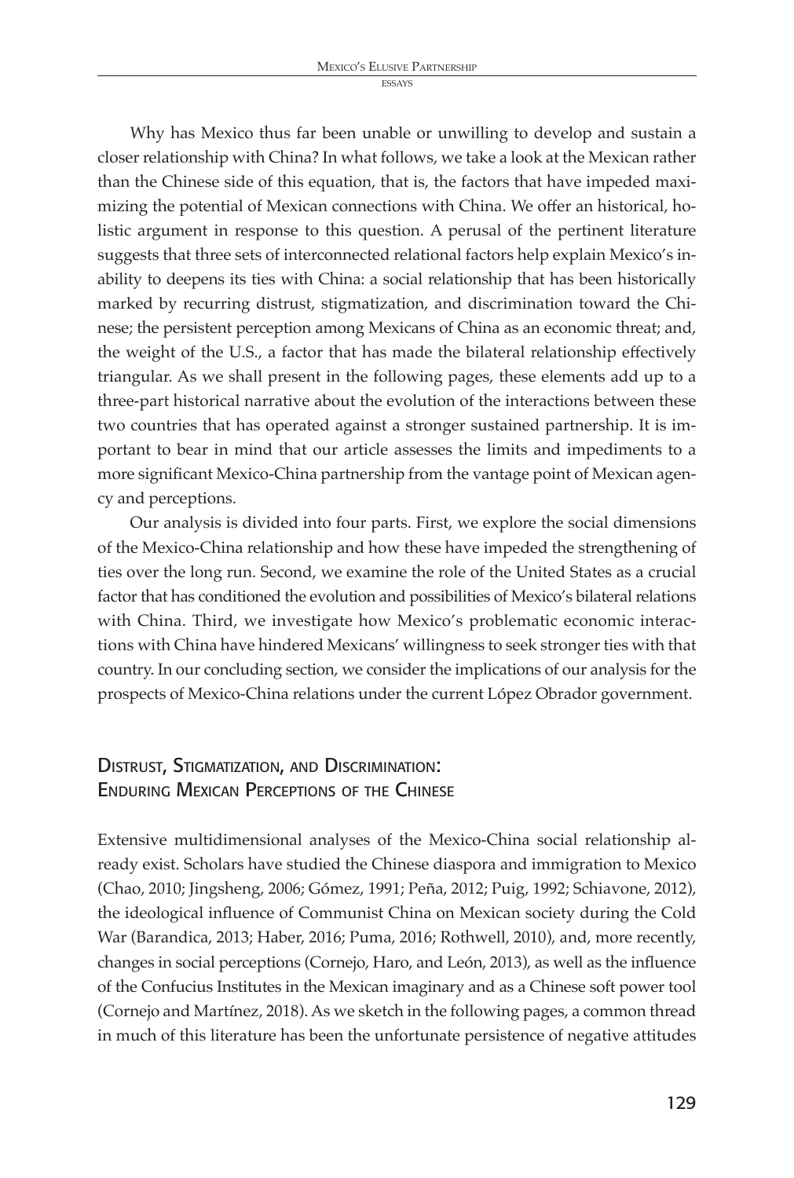Why has Mexico thus far been unable or unwilling to develop and sustain a closer relationship with China? In what follows, we take a look at the Mexican rather than the Chinese side of this equation, that is, the factors that have impeded maximizing the potential of Mexican connections with China. We offer an historical, holistic argument in response to this question. A perusal of the pertinent literature suggests that three sets of interconnected relational factors help explain Mexico's inability to deepens its ties with China: a social relationship that has been historically marked by recurring distrust, stigmatization, and discrimination toward the Chinese; the persistent perception among Mexicans of China as an economic threat; and, the weight of the U.S., a factor that has made the bilateral relationship effectively triangular. As we shall present in the following pages, these elements add up to a three-part historical narrative about the evolution of the interactions between these two countries that has operated against a stronger sustained partnership. It is important to bear in mind that our article assesses the limits and impediments to a more significant Mexico-China partnership from the vantage point of Mexican agency and perceptions.

Our analysis is divided into four parts. First, we explore the social dimensions of the Mexico-China relationship and how these have impeded the strengthening of ties over the long run. Second, we examine the role of the United States as a crucial factor that has conditioned the evolution and possibilities of Mexico's bilateral relations with China. Third, we investigate how Mexico's problematic economic interactions with China have hindered Mexicans' willingness to seek stronger ties with that country. In our concluding section, we consider the implications of our analysis for the prospects of Mexico-China relations under the current López Obrador government.

## Distrust, Stigmatization, and Discrimination: Enduring Mexican Perceptions of the Chinese

Extensive multidimensional analyses of the Mexico-China social relationship already exist. Scholars have studied the Chinese diaspora and immigration to Mexico (Chao, 2010; Jingsheng, 2006; Gómez, 1991; Peña, 2012; Puig, 1992; Schiavone, 2012), the ideological influence of Communist China on Mexican society during the Cold War (Barandica, 2013; Haber, 2016; Puma, 2016; Rothwell, 2010), and, more recently, changes in social perceptions (Cornejo, Haro, and León, 2013), as well as the influence of the Confucius Institutes in the Mexican imaginary and as a Chinese soft power tool (Cornejo and Martínez, 2018). As we sketch in the following pages, a common thread in much of this literature has been the unfortunate persistence of negative attitudes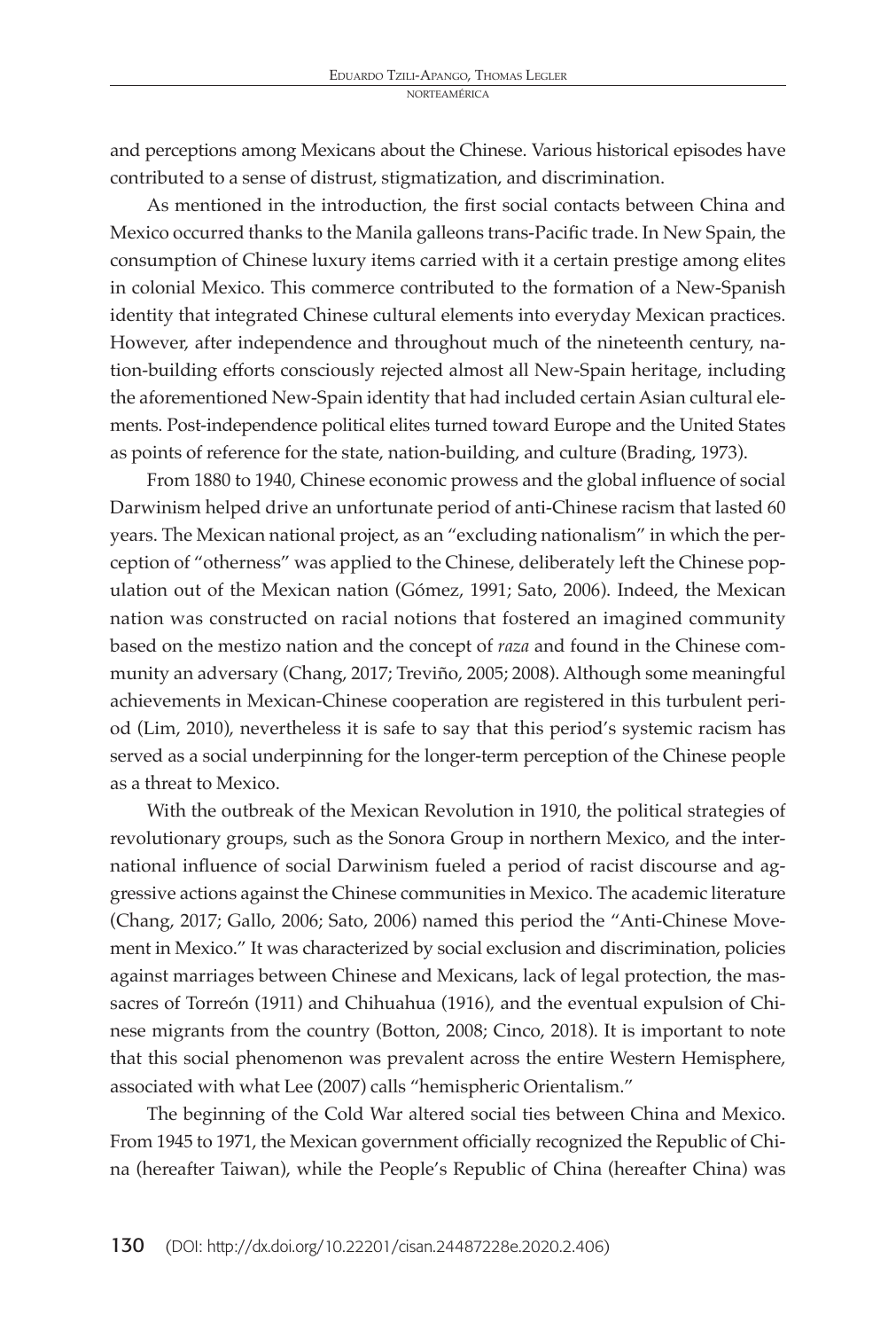and perceptions among Mexicans about the Chinese. Various historical episodes have contributed to a sense of distrust, stigmatization, and discrimination.

As mentioned in the introduction, the first social contacts between China and Mexico occurred thanks to the Manila galleons trans-Pacific trade. In New Spain, the consumption of Chinese luxury items carried with it a certain prestige among elites in colonial Mexico. This commerce contributed to the formation of a New-Spanish identity that integrated Chinese cultural elements into everyday Mexican practices. However, after independence and throughout much of the nineteenth century, nation-building efforts consciously rejected almost all New-Spain heritage, including the aforementioned New-Spain identity that had included certain Asian cultural elements. Post-independence political elites turned toward Europe and the United States as points of reference for the state, nation-building, and culture (Brading, 1973).

From 1880 to 1940, Chinese economic prowess and the global influence of social Darwinism helped drive an unfortunate period of anti-Chinese racism that lasted 60 years. The Mexican national project, as an "excluding nationalism" in which the perception of "otherness" was applied to the Chinese, deliberately left the Chinese population out of the Mexican nation (Gómez, 1991; Sato, 2006). Indeed, the Mexican nation was constructed on racial notions that fostered an imagined community based on the mestizo nation and the concept of *raza* and found in the Chinese community an adversary (Chang, 2017; Treviño, 2005; 2008). Although some meaningful achievements in Mexican-Chinese cooperation are registered in this turbulent period (Lim, 2010), nevertheless it is safe to say that this period's systemic racism has served as a social underpinning for the longer-term perception of the Chinese people as a threat to Mexico.

With the outbreak of the Mexican Revolution in 1910, the political strategies of revolutionary groups, such as the Sonora Group in northern Mexico, and the international influence of social Darwinism fueled a period of racist discourse and aggressive actions against the Chinese communities in Mexico. The academic literature (Chang, 2017; Gallo, 2006; Sato, 2006) named this period the "Anti-Chinese Movement in Mexico." It was characterized by social exclusion and discrimination, policies against marriages between Chinese and Mexicans, lack of legal protection, the massacres of Torreón (1911) and Chihuahua (1916), and the eventual expulsion of Chinese migrants from the country (Botton, 2008; Cinco, 2018). It is important to note that this social phenomenon was prevalent across the entire Western Hemisphere, associated with what Lee (2007) calls "hemispheric Orientalism."

The beginning of the Cold War altered social ties between China and Mexico. From 1945 to 1971, the Mexican government officially recognized the Republic of China (hereafter Taiwan), while the People's Republic of China (hereafter China) was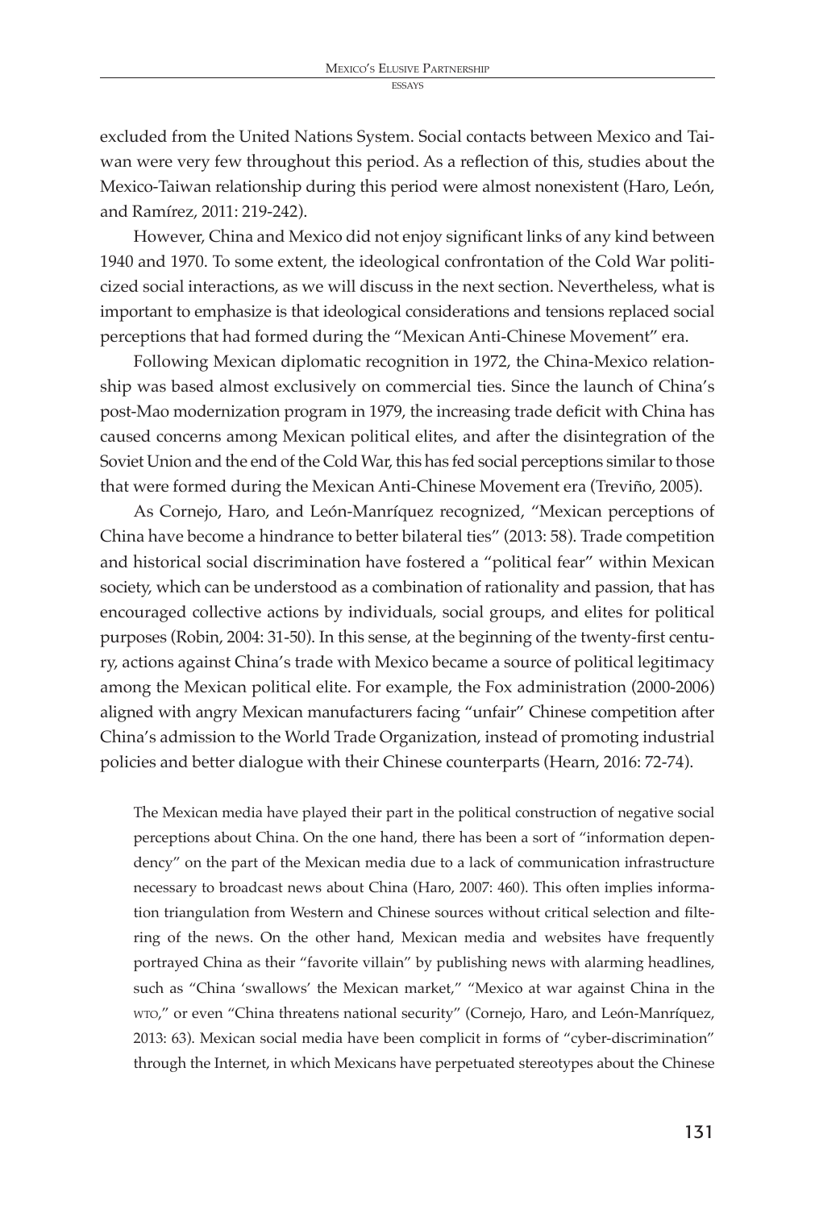excluded from the United Nations System. Social contacts between Mexico and Taiwan were very few throughout this period. As a reflection of this, studies about the Mexico-Taiwan relationship during this period were almost nonexistent (Haro, León, and Ramírez, 2011: 219-242).

However, China and Mexico did not enjoy significant links of any kind between 1940 and 1970. To some extent, the ideological confrontation of the Cold War politicized social interactions, as we will discuss in the next section. Nevertheless, what is important to emphasize is that ideological considerations and tensions replaced social perceptions that had formed during the "Mexican Anti-Chinese Movement" era.

Following Mexican diplomatic recognition in 1972, the China-Mexico relationship was based almost exclusively on commercial ties. Since the launch of China's post-Mao modernization program in 1979, the increasing trade deficit with China has caused concerns among Mexican political elites, and after the disintegration of the Soviet Union and the end of the Cold War, this has fed social perceptions similar to those that were formed during the Mexican Anti-Chinese Movement era (Treviño, 2005).

As Cornejo, Haro, and León-Manríquez recognized, "Mexican perceptions of China have become a hindrance to better bilateral ties" (2013: 58). Trade competition and historical social discrimination have fostered a "political fear" within Mexican society, which can be understood as a combination of rationality and passion, that has encouraged collective actions by individuals, social groups, and elites for political purposes (Robin, 2004: 31-50). In this sense, at the beginning of the twenty-first century, actions against China's trade with Mexico became a source of political legitimacy among the Mexican political elite. For example, the Fox administration (2000-2006) aligned with angry Mexican manufacturers facing "unfair" Chinese competition after China's admission to the World Trade Organization, instead of promoting industrial policies and better dialogue with their Chinese counterparts (Hearn, 2016: 72-74).

The Mexican media have played their part in the political construction of negative social perceptions about China. On the one hand, there has been a sort of "information dependency" on the part of the Mexican media due to a lack of communication infrastructure necessary to broadcast news about China (Haro, 2007: 460). This often implies information triangulation from Western and Chinese sources without critical selection and filtering of the news. On the other hand, Mexican media and websites have frequently portrayed China as their "favorite villain" by publishing news with alarming headlines, such as "China 'swallows' the Mexican market," "Mexico at war against China in the WTO," or even "China threatens national security" (Cornejo, Haro, and León-Manríquez, 2013: 63). Mexican social media have been complicit in forms of "cyber-discrimination" through the Internet, in which Mexicans have perpetuated stereotypes about the Chinese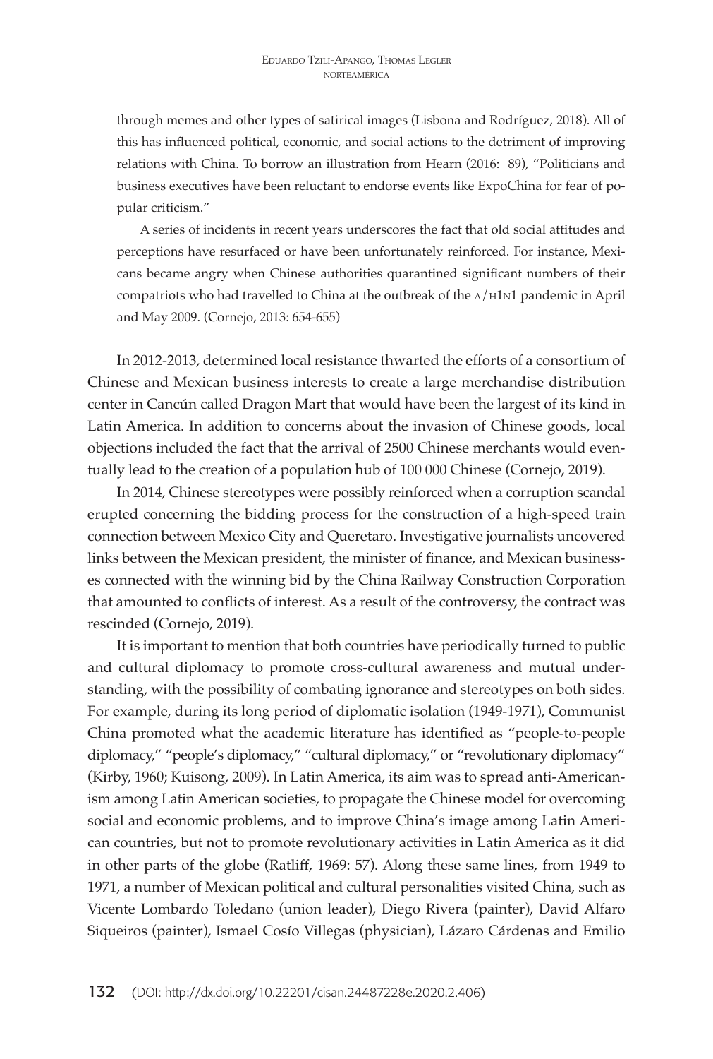> through memes and other types of satirical images (Lisbona and Rodríguez, 2018). All of this has influenced political, economic, and social actions to the detriment of improving relations with China. To borrow an illustration from Hearn (2016: 89), "Politicians and business executives have been reluctant to endorse events like ExpoChina for fear of popular criticism."
>
> A series of incidents in recent years underscores the fact that old social attitudes and perceptions have resurfaced or have been unfortunately reinforced. For instance, Mexicans became angry when Chinese authorities quarantined significant numbers of their compatriots who had travelled to China at the outbreak of the A/H1N1 pandemic in April and May 2009. (Cornejo, 2013: 654-655)

In 2012-2013, determined local resistance thwarted the efforts of a consortium of Chinese and Mexican business interests to create a large merchandise distribution center in Cancún called Dragon Mart that would have been the largest of its kind in Latin America. In addition to concerns about the invasion of Chinese goods, local objections included the fact that the arrival of 2500 Chinese merchants would eventually lead to the creation of a population hub of 100 000 Chinese (Cornejo, 2019).

In 2014, Chinese stereotypes were possibly reinforced when a corruption scandal erupted concerning the bidding process for the construction of a high-speed train connection between Mexico City and Queretaro. Investigative journalists uncovered links between the Mexican president, the minister of finance, and Mexican businesses connected with the winning bid by the China Railway Construction Corporation that amounted to conflicts of interest. As a result of the controversy, the contract was rescinded (Cornejo, 2019).

It is important to mention that both countries have periodically turned to public and cultural diplomacy to promote cross-cultural awareness and mutual understanding, with the possibility of combating ignorance and stereotypes on both sides. For example, during its long period of diplomatic isolation (1949-1971), Communist China promoted what the academic literature has identified as "people-to-people diplomacy," "people's diplomacy," "cultural diplomacy," or "revolutionary diplomacy" (Kirby, 1960; Kuisong, 2009). In Latin America, its aim was to spread anti-Americanism among Latin American societies, to propagate the Chinese model for overcoming social and economic problems, and to improve China's image among Latin American countries, but not to promote revolutionary activities in Latin America as it did in other parts of the globe (Ratliff, 1969: 57). Along these same lines, from 1949 to 1971, a number of Mexican political and cultural personalities visited China, such as Vicente Lombardo Toledano (union leader), Diego Rivera (painter), David Alfaro Siqueiros (painter), Ismael Cosío Villegas (physician), Lázaro Cárdenas and Emilio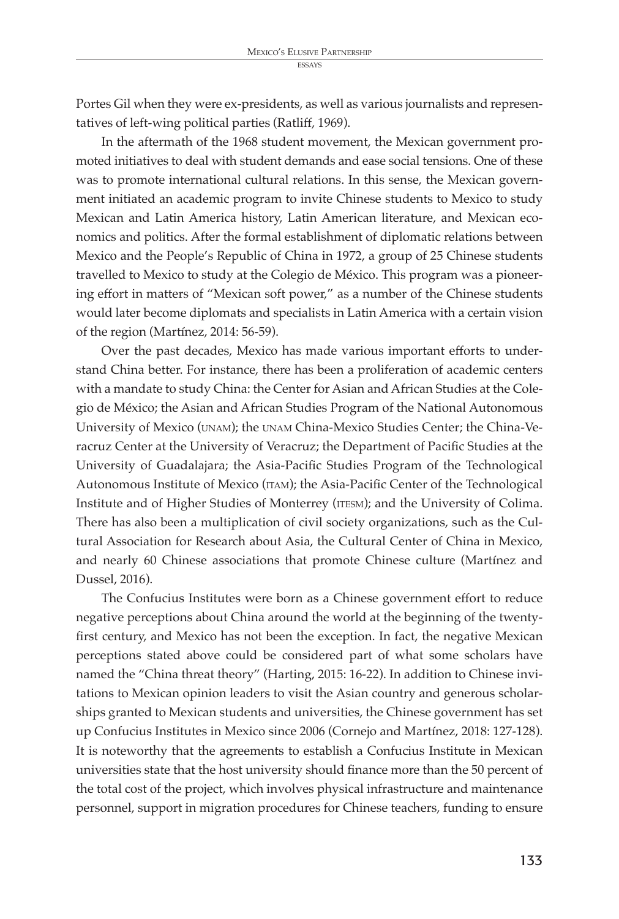Portes Gil when they were ex-presidents, as well as various journalists and representatives of left-wing political parties (Ratliff, 1969).

In the aftermath of the 1968 student movement, the Mexican government promoted initiatives to deal with student demands and ease social tensions. One of these was to promote international cultural relations. In this sense, the Mexican government initiated an academic program to invite Chinese students to Mexico to study Mexican and Latin America history, Latin American literature, and Mexican economics and politics. After the formal establishment of diplomatic relations between Mexico and the People's Republic of China in 1972, a group of 25 Chinese students travelled to Mexico to study at the Colegio de México. This program was a pioneering effort in matters of "Mexican soft power," as a number of the Chinese students would later become diplomats and specialists in Latin America with a certain vision of the region (Martínez, 2014: 56-59).

Over the past decades, Mexico has made various important efforts to understand China better. For instance, there has been a proliferation of academic centers with a mandate to study China: the Center for Asian and African Studies at the Colegio de México; the Asian and African Studies Program of the National Autonomous University of Mexico (UNAM); the UNAM China-Mexico Studies Center; the China-Veracruz Center at the University of Veracruz; the Department of Pacific Studies at the University of Guadalajara; the Asia-Pacific Studies Program of the Technological Autonomous Institute of Mexico (ITAM); the Asia-Pacific Center of the Technological Institute and of Higher Studies of Monterrey (ITESM); and the University of Colima. There has also been a multiplication of civil society organizations, such as the Cultural Association for Research about Asia, the Cultural Center of China in Mexico, and nearly 60 Chinese associations that promote Chinese culture (Martínez and Dussel, 2016).

The Confucius Institutes were born as a Chinese government effort to reduce negative perceptions about China around the world at the beginning of the twenty-first century, and Mexico has not been the exception. In fact, the negative Mexican perceptions stated above could be considered part of what some scholars have named the "China threat theory" (Harting, 2015: 16-22). In addition to Chinese invitations to Mexican opinion leaders to visit the Asian country and generous scholarships granted to Mexican students and universities, the Chinese government has set up Confucius Institutes in Mexico since 2006 (Cornejo and Martínez, 2018: 127-128). It is noteworthy that the agreements to establish a Confucius Institute in Mexican universities state that the host university should finance more than the 50 percent of the total cost of the project, which involves physical infrastructure and maintenance personnel, support in migration procedures for Chinese teachers, funding to ensure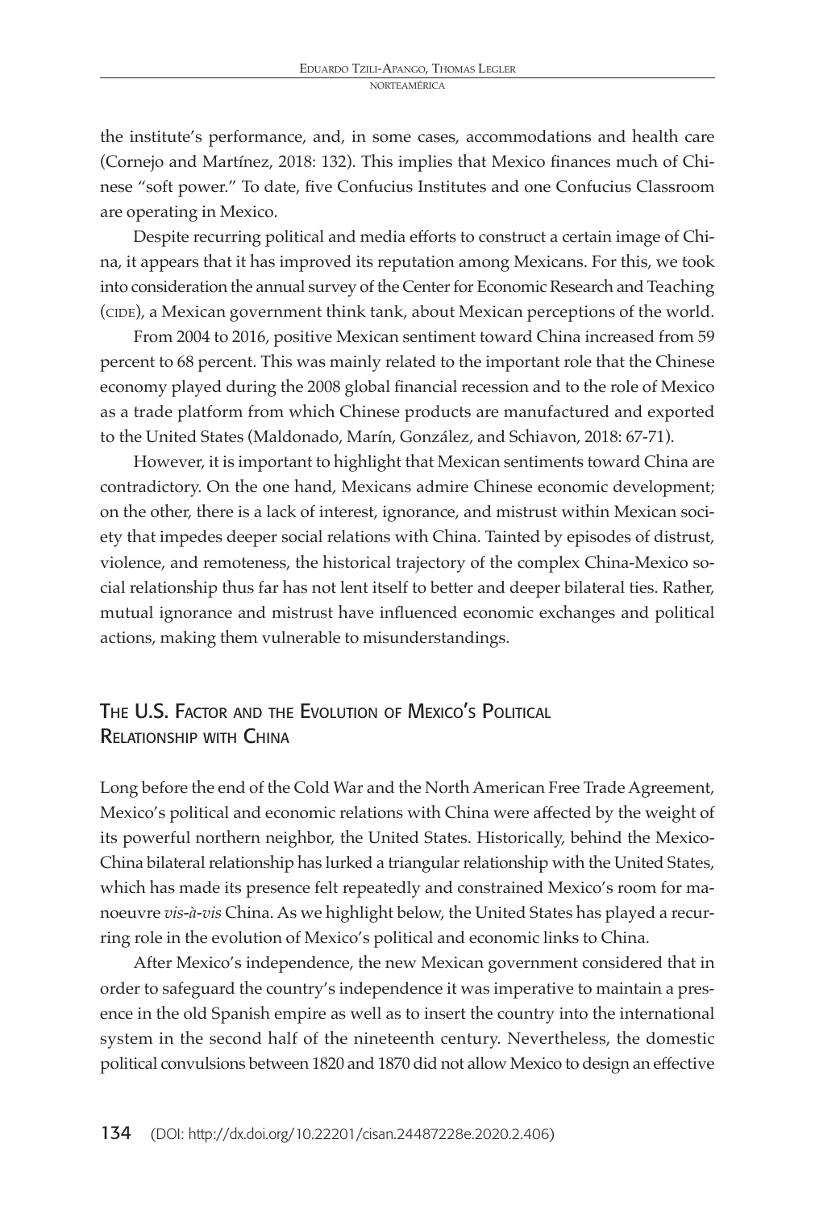the institute's performance, and, in some cases, accommodations and health care (Cornejo and Martínez, 2018: 132). This implies that Mexico finances much of Chinese "soft power." To date, five Confucius Institutes and one Confucius Classroom are operating in Mexico.

Despite recurring political and media efforts to construct a certain image of China, it appears that it has improved its reputation among Mexicans. For this, we took into consideration the annual survey of the Center for Economic Research and Teaching (CIDE), a Mexican government think tank, about Mexican perceptions of the world.

From 2004 to 2016, positive Mexican sentiment toward China increased from 59 percent to 68 percent. This was mainly related to the important role that the Chinese economy played during the 2008 global financial recession and to the role of Mexico as a trade platform from which Chinese products are manufactured and exported to the United States (Maldonado, Marín, González, and Schiavon, 2018: 67-71).

However, it is important to highlight that Mexican sentiments toward China are contradictory. On the one hand, Mexicans admire Chinese economic development; on the other, there is a lack of interest, ignorance, and mistrust within Mexican society that impedes deeper social relations with China. Tainted by episodes of distrust, violence, and remoteness, the historical trajectory of the complex China-Mexico social relationship thus far has not lent itself to better and deeper bilateral ties. Rather, mutual ignorance and mistrust have influenced economic exchanges and political actions, making them vulnerable to misunderstandings.

## The U.S. Factor and the Evolution of Mexico's Political Relationship with China

Long before the end of the Cold War and the North American Free Trade Agreement, Mexico's political and economic relations with China were affected by the weight of its powerful northern neighbor, the United States. Historically, behind the Mexico-China bilateral relationship has lurked a triangular relationship with the United States, which has made its presence felt repeatedly and constrained Mexico's room for manoeuvre *vis-à-vis* China. As we highlight below, the United States has played a recurring role in the evolution of Mexico's political and economic links to China.

After Mexico's independence, the new Mexican government considered that in order to safeguard the country's independence it was imperative to maintain a presence in the old Spanish empire as well as to insert the country into the international system in the second half of the nineteenth century. Nevertheless, the domestic political convulsions between 1820 and 1870 did not allow Mexico to design an effective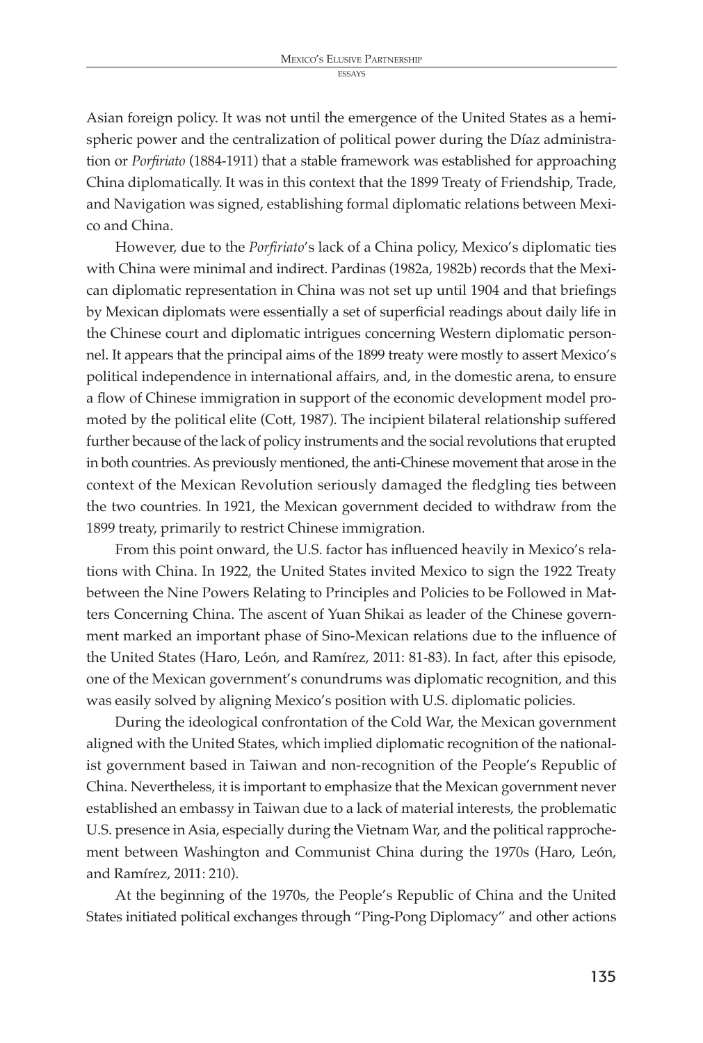Asian foreign policy. It was not until the emergence of the United States as a hemispheric power and the centralization of political power during the Díaz administration or *Porfiriato* (1884-1911) that a stable framework was established for approaching China diplomatically. It was in this context that the 1899 Treaty of Friendship, Trade, and Navigation was signed, establishing formal diplomatic relations between Mexico and China.

However, due to the *Porfiriato*'s lack of a China policy, Mexico's diplomatic ties with China were minimal and indirect. Pardinas (1982a, 1982b) records that the Mexican diplomatic representation in China was not set up until 1904 and that briefings by Mexican diplomats were essentially a set of superficial readings about daily life in the Chinese court and diplomatic intrigues concerning Western diplomatic personnel. It appears that the principal aims of the 1899 treaty were mostly to assert Mexico's political independence in international affairs, and, in the domestic arena, to ensure a flow of Chinese immigration in support of the economic development model promoted by the political elite (Cott, 1987). The incipient bilateral relationship suffered further because of the lack of policy instruments and the social revolutions that erupted in both countries. As previously mentioned, the anti-Chinese movement that arose in the context of the Mexican Revolution seriously damaged the fledgling ties between the two countries. In 1921, the Mexican government decided to withdraw from the 1899 treaty, primarily to restrict Chinese immigration.

From this point onward, the U.S. factor has influenced heavily in Mexico's relations with China. In 1922, the United States invited Mexico to sign the 1922 Treaty between the Nine Powers Relating to Principles and Policies to be Followed in Matters Concerning China. The ascent of Yuan Shikai as leader of the Chinese government marked an important phase of Sino-Mexican relations due to the influence of the United States (Haro, León, and Ramírez, 2011: 81-83). In fact, after this episode, one of the Mexican government's conundrums was diplomatic recognition, and this was easily solved by aligning Mexico's position with U.S. diplomatic policies.

During the ideological confrontation of the Cold War, the Mexican government aligned with the United States, which implied diplomatic recognition of the nationalist government based in Taiwan and non-recognition of the People's Republic of China. Nevertheless, it is important to emphasize that the Mexican government never established an embassy in Taiwan due to a lack of material interests, the problematic U.S. presence in Asia, especially during the Vietnam War, and the political rapprochement between Washington and Communist China during the 1970s (Haro, León, and Ramírez, 2011: 210).

At the beginning of the 1970s, the People's Republic of China and the United States initiated political exchanges through "Ping-Pong Diplomacy" and other actions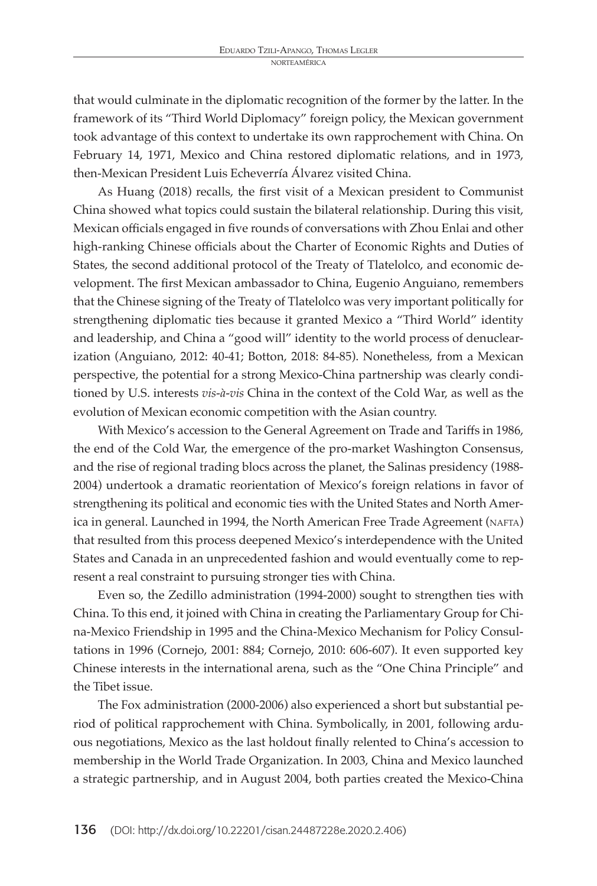that would culminate in the diplomatic recognition of the former by the latter. In the framework of its "Third World Diplomacy" foreign policy, the Mexican government took advantage of this context to undertake its own rapprochement with China. On February 14, 1971, Mexico and China restored diplomatic relations, and in 1973, then-Mexican President Luis Echeverría Álvarez visited China.

As Huang (2018) recalls, the first visit of a Mexican president to Communist China showed what topics could sustain the bilateral relationship. During this visit, Mexican officials engaged in five rounds of conversations with Zhou Enlai and other high-ranking Chinese officials about the Charter of Economic Rights and Duties of States, the second additional protocol of the Treaty of Tlatelolco, and economic development. The first Mexican ambassador to China, Eugenio Anguiano, remembers that the Chinese signing of the Treaty of Tlatelolco was very important politically for strengthening diplomatic ties because it granted Mexico a "Third World" identity and leadership, and China a "good will" identity to the world process of denuclearization (Anguiano, 2012: 40-41; Botton, 2018: 84-85). Nonetheless, from a Mexican perspective, the potential for a strong Mexico-China partnership was clearly conditioned by U.S. interests *vis-à-vis* China in the context of the Cold War, as well as the evolution of Mexican economic competition with the Asian country.

With Mexico's accession to the General Agreement on Trade and Tariffs in 1986, the end of the Cold War, the emergence of the pro-market Washington Consensus, and the rise of regional trading blocs across the planet, the Salinas presidency (1988-2004) undertook a dramatic reorientation of Mexico's foreign relations in favor of strengthening its political and economic ties with the United States and North America in general. Launched in 1994, the North American Free Trade Agreement (NAFTA) that resulted from this process deepened Mexico's interdependence with the United States and Canada in an unprecedented fashion and would eventually come to represent a real constraint to pursuing stronger ties with China.

Even so, the Zedillo administration (1994-2000) sought to strengthen ties with China. To this end, it joined with China in creating the Parliamentary Group for China-Mexico Friendship in 1995 and the China-Mexico Mechanism for Policy Consultations in 1996 (Cornejo, 2001: 884; Cornejo, 2010: 606-607). It even supported key Chinese interests in the international arena, such as the "One China Principle" and the Tibet issue.

The Fox administration (2000-2006) also experienced a short but substantial period of political rapprochement with China. Symbolically, in 2001, following arduous negotiations, Mexico as the last holdout finally relented to China's accession to membership in the World Trade Organization. In 2003, China and Mexico launched a strategic partnership, and in August 2004, both parties created the Mexico-China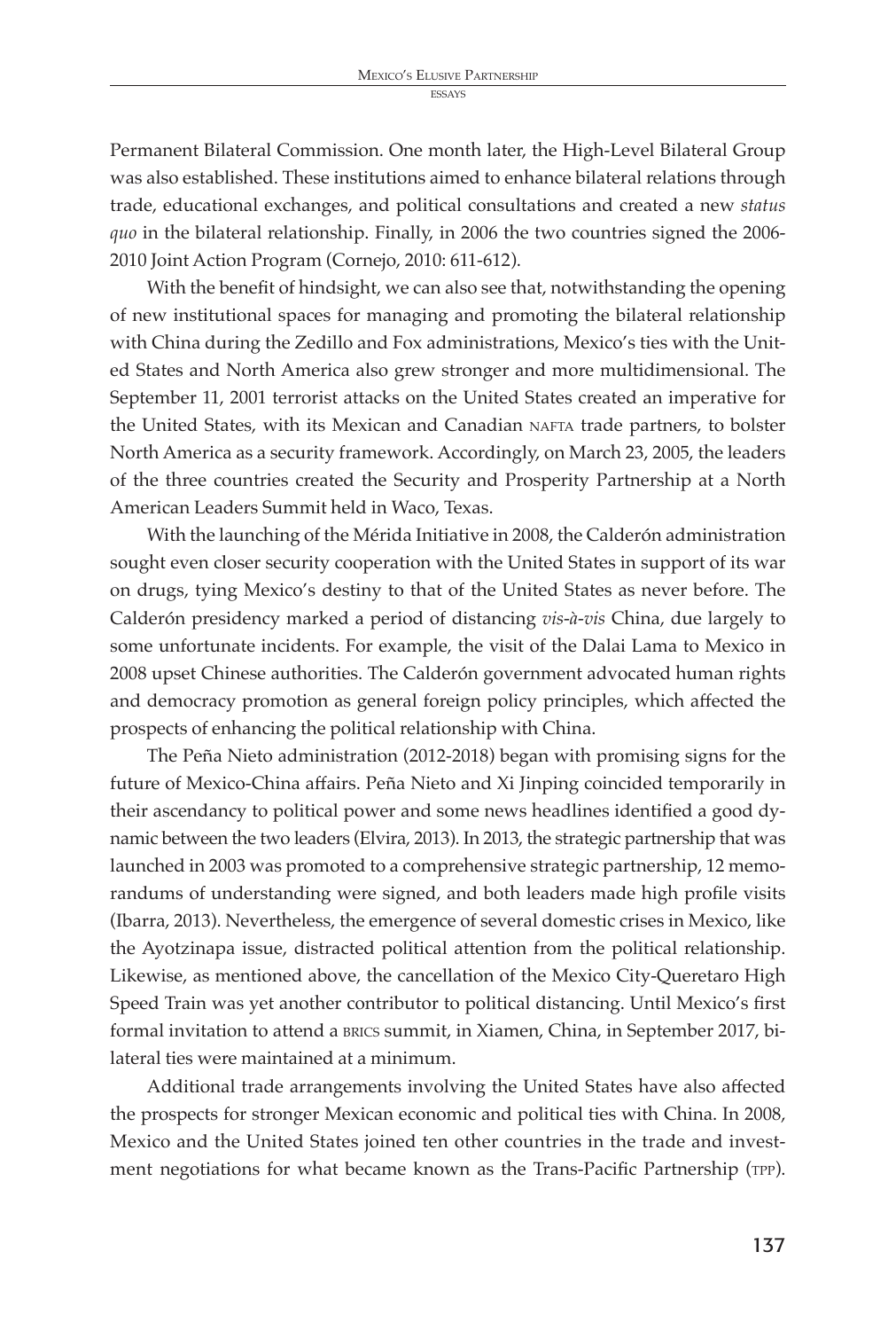Permanent Bilateral Commission. One month later, the High-Level Bilateral Group was also established. These institutions aimed to enhance bilateral relations through trade, educational exchanges, and political consultations and created a new *status quo* in the bilateral relationship. Finally, in 2006 the two countries signed the 2006-2010 Joint Action Program (Cornejo, 2010: 611-612).

With the benefit of hindsight, we can also see that, notwithstanding the opening of new institutional spaces for managing and promoting the bilateral relationship with China during the Zedillo and Fox administrations, Mexico's ties with the United States and North America also grew stronger and more multidimensional. The September 11, 2001 terrorist attacks on the United States created an imperative for the United States, with its Mexican and Canadian NAFTA trade partners, to bolster North America as a security framework. Accordingly, on March 23, 2005, the leaders of the three countries created the Security and Prosperity Partnership at a North American Leaders Summit held in Waco, Texas.

With the launching of the Mérida Initiative in 2008, the Calderón administration sought even closer security cooperation with the United States in support of its war on drugs, tying Mexico's destiny to that of the United States as never before. The Calderón presidency marked a period of distancing *vis-à-vis* China, due largely to some unfortunate incidents. For example, the visit of the Dalai Lama to Mexico in 2008 upset Chinese authorities. The Calderón government advocated human rights and democracy promotion as general foreign policy principles, which affected the prospects of enhancing the political relationship with China.

The Peña Nieto administration (2012-2018) began with promising signs for the future of Mexico-China affairs. Peña Nieto and Xi Jinping coincided temporarily in their ascendancy to political power and some news headlines identified a good dynamic between the two leaders (Elvira, 2013). In 2013, the strategic partnership that was launched in 2003 was promoted to a comprehensive strategic partnership, 12 memorandums of understanding were signed, and both leaders made high profile visits (Ibarra, 2013). Nevertheless, the emergence of several domestic crises in Mexico, like the Ayotzinapa issue, distracted political attention from the political relationship. Likewise, as mentioned above, the cancellation of the Mexico City-Queretaro High Speed Train was yet another contributor to political distancing. Until Mexico's first formal invitation to attend a BRICS summit, in Xiamen, China, in September 2017, bilateral ties were maintained at a minimum.

Additional trade arrangements involving the United States have also affected the prospects for stronger Mexican economic and political ties with China. In 2008, Mexico and the United States joined ten other countries in the trade and investment negotiations for what became known as the Trans-Pacific Partnership (TPP).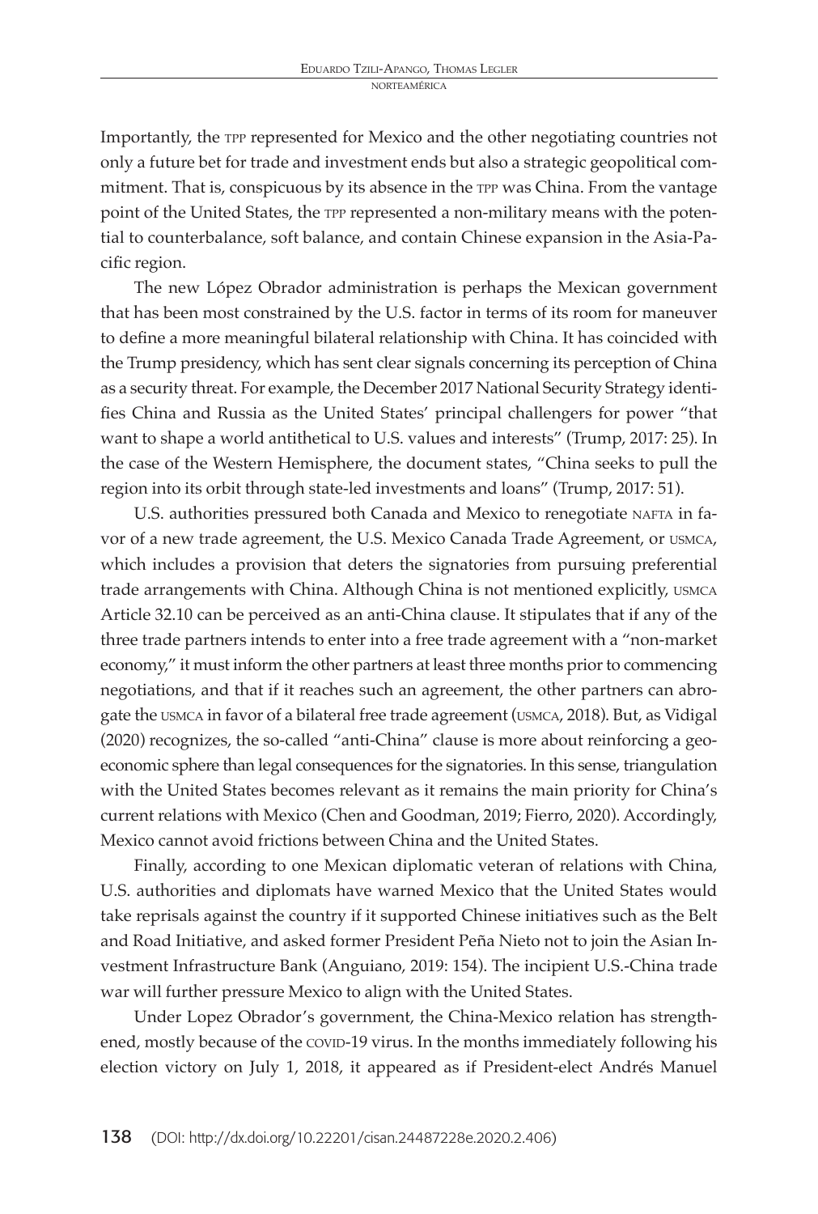Importantly, the TPP represented for Mexico and the other negotiating countries not only a future bet for trade and investment ends but also a strategic geopolitical commitment. That is, conspicuous by its absence in the TPP was China. From the vantage point of the United States, the TPP represented a non-military means with the potential to counterbalance, soft balance, and contain Chinese expansion in the Asia-Pacific region.

The new López Obrador administration is perhaps the Mexican government that has been most constrained by the U.S. factor in terms of its room for maneuver to define a more meaningful bilateral relationship with China. It has coincided with the Trump presidency, which has sent clear signals concerning its perception of China as a security threat. For example, the December 2017 National Security Strategy identifies China and Russia as the United States' principal challengers for power "that want to shape a world antithetical to U.S. values and interests" (Trump, 2017: 25). In the case of the Western Hemisphere, the document states, "China seeks to pull the region into its orbit through state-led investments and loans" (Trump, 2017: 51).

U.S. authorities pressured both Canada and Mexico to renegotiate NAFTA in favor of a new trade agreement, the U.S. Mexico Canada Trade Agreement, or USMCA, which includes a provision that deters the signatories from pursuing preferential trade arrangements with China. Although China is not mentioned explicitly, USMCA Article 32.10 can be perceived as an anti-China clause. It stipulates that if any of the three trade partners intends to enter into a free trade agreement with a "non-market economy," it must inform the other partners at least three months prior to commencing negotiations, and that if it reaches such an agreement, the other partners can abrogate the USMCA in favor of a bilateral free trade agreement (USMCA, 2018). But, as Vidigal (2020) recognizes, the so-called "anti-China" clause is more about reinforcing a geoeconomic sphere than legal consequences for the signatories. In this sense, triangulation with the United States becomes relevant as it remains the main priority for China's current relations with Mexico (Chen and Goodman, 2019; Fierro, 2020). Accordingly, Mexico cannot avoid frictions between China and the United States.

Finally, according to one Mexican diplomatic veteran of relations with China, U.S. authorities and diplomats have warned Mexico that the United States would take reprisals against the country if it supported Chinese initiatives such as the Belt and Road Initiative, and asked former President Peña Nieto not to join the Asian Investment Infrastructure Bank (Anguiano, 2019: 154). The incipient U.S.-China trade war will further pressure Mexico to align with the United States.

Under Lopez Obrador's government, the China-Mexico relation has strengthened, mostly because of the COVID-19 virus. In the months immediately following his election victory on July 1, 2018, it appeared as if President-elect Andrés Manuel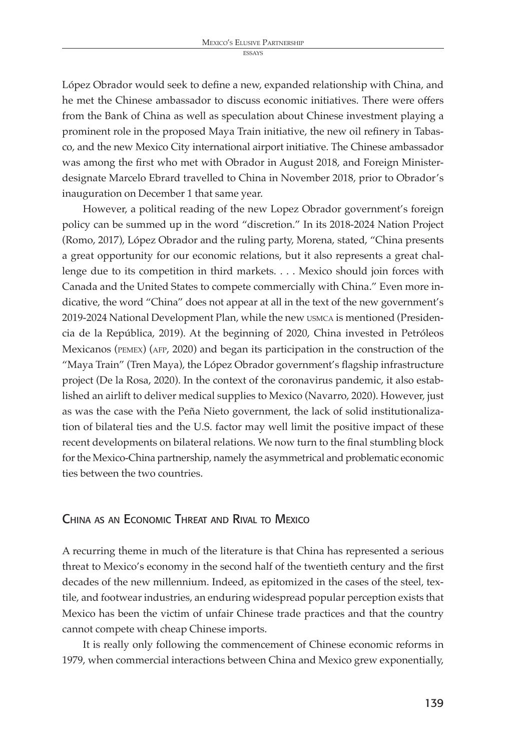López Obrador would seek to define a new, expanded relationship with China, and he met the Chinese ambassador to discuss economic initiatives. There were offers from the Bank of China as well as speculation about Chinese investment playing a prominent role in the proposed Maya Train initiative, the new oil refinery in Tabasco, and the new Mexico City international airport initiative. The Chinese ambassador was among the first who met with Obrador in August 2018, and Foreign Minister-designate Marcelo Ebrard travelled to China in November 2018, prior to Obrador's inauguration on December 1 that same year.

However, a political reading of the new Lopez Obrador government's foreign policy can be summed up in the word "discretion." In its 2018-2024 Nation Project (Romo, 2017), López Obrador and the ruling party, Morena, stated, "China presents a great opportunity for our economic relations, but it also represents a great challenge due to its competition in third markets. . . . Mexico should join forces with Canada and the United States to compete commercially with China." Even more indicative, the word "China" does not appear at all in the text of the new government's 2019-2024 National Development Plan, while the new USMCA is mentioned (Presidencia de la República, 2019). At the beginning of 2020, China invested in Petróleos Mexicanos (PEMEX) (AFP, 2020) and began its participation in the construction of the "Maya Train" (Tren Maya), the López Obrador government's flagship infrastructure project (De la Rosa, 2020). In the context of the coronavirus pandemic, it also established an airlift to deliver medical supplies to Mexico (Navarro, 2020). However, just as was the case with the Peña Nieto government, the lack of solid institutionalization of bilateral ties and the U.S. factor may well limit the positive impact of these recent developments on bilateral relations. We now turn to the final stumbling block for the Mexico-China partnership, namely the asymmetrical and problematic economic ties between the two countries.

## China as an Economic Threat and Rival to Mexico

A recurring theme in much of the literature is that China has represented a serious threat to Mexico's economy in the second half of the twentieth century and the first decades of the new millennium. Indeed, as epitomized in the cases of the steel, textile, and footwear industries, an enduring widespread popular perception exists that Mexico has been the victim of unfair Chinese trade practices and that the country cannot compete with cheap Chinese imports.

It is really only following the commencement of Chinese economic reforms in 1979, when commercial interactions between China and Mexico grew exponentially,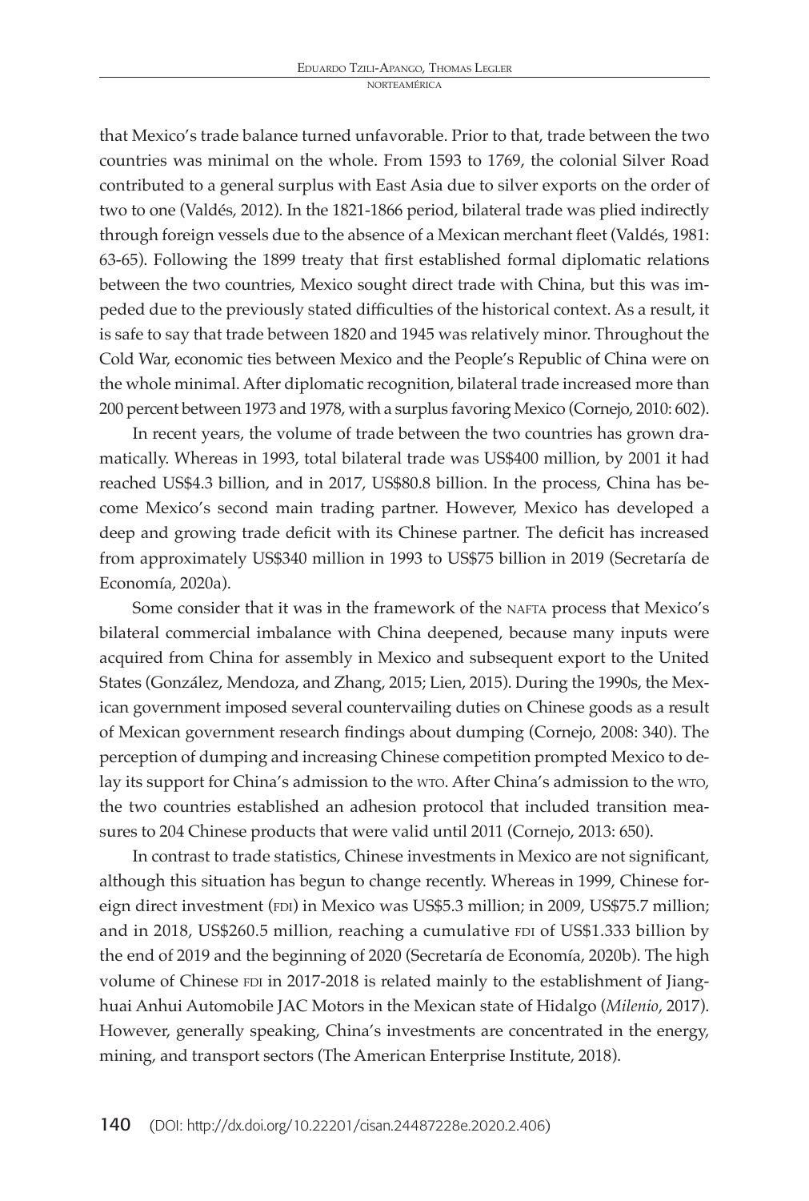that Mexico's trade balance turned unfavorable. Prior to that, trade between the two countries was minimal on the whole. From 1593 to 1769, the colonial Silver Road contributed to a general surplus with East Asia due to silver exports on the order of two to one (Valdés, 2012). In the 1821-1866 period, bilateral trade was plied indirectly through foreign vessels due to the absence of a Mexican merchant fleet (Valdés, 1981: 63-65). Following the 1899 treaty that first established formal diplomatic relations between the two countries, Mexico sought direct trade with China, but this was impeded due to the previously stated difficulties of the historical context. As a result, it is safe to say that trade between 1820 and 1945 was relatively minor. Throughout the Cold War, economic ties between Mexico and the People's Republic of China were on the whole minimal. After diplomatic recognition, bilateral trade increased more than 200 percent between 1973 and 1978, with a surplus favoring Mexico (Cornejo, 2010: 602).

In recent years, the volume of trade between the two countries has grown dramatically. Whereas in 1993, total bilateral trade was US$400 million, by 2001 it had reached US$4.3 billion, and in 2017, US$80.8 billion. In the process, China has become Mexico's second main trading partner. However, Mexico has developed a deep and growing trade deficit with its Chinese partner. The deficit has increased from approximately US$340 million in 1993 to US$75 billion in 2019 (Secretaría de Economía, 2020a).

Some consider that it was in the framework of the NAFTA process that Mexico's bilateral commercial imbalance with China deepened, because many inputs were acquired from China for assembly in Mexico and subsequent export to the United States (González, Mendoza, and Zhang, 2015; Lien, 2015). During the 1990s, the Mexican government imposed several countervailing duties on Chinese goods as a result of Mexican government research findings about dumping (Cornejo, 2008: 340). The perception of dumping and increasing Chinese competition prompted Mexico to delay its support for China's admission to the WTO. After China's admission to the WTO, the two countries established an adhesion protocol that included transition measures to 204 Chinese products that were valid until 2011 (Cornejo, 2013: 650).

In contrast to trade statistics, Chinese investments in Mexico are not significant, although this situation has begun to change recently. Whereas in 1999, Chinese foreign direct investment (FDI) in Mexico was US$5.3 million; in 2009, US$75.7 million; and in 2018, US$260.5 million, reaching a cumulative FDI of US$1.333 billion by the end of 2019 and the beginning of 2020 (Secretaría de Economía, 2020b). The high volume of Chinese FDI in 2017-2018 is related mainly to the establishment of Jianghuai Anhui Automobile JAC Motors in the Mexican state of Hidalgo (*Milenio*, 2017). However, generally speaking, China's investments are concentrated in the energy, mining, and transport sectors (The American Enterprise Institute, 2018).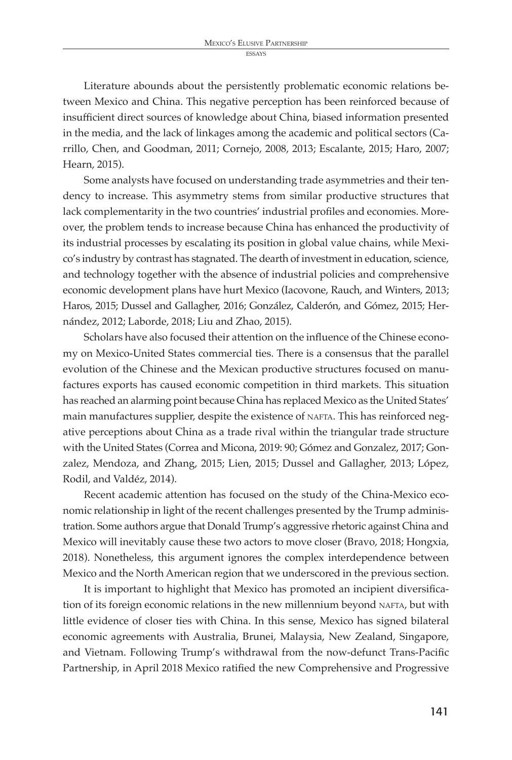Literature abounds about the persistently problematic economic relations between Mexico and China. This negative perception has been reinforced because of insufficient direct sources of knowledge about China, biased information presented in the media, and the lack of linkages among the academic and political sectors (Carrillo, Chen, and Goodman, 2011; Cornejo, 2008, 2013; Escalante, 2015; Haro, 2007; Hearn, 2015).

Some analysts have focused on understanding trade asymmetries and their tendency to increase. This asymmetry stems from similar productive structures that lack complementarity in the two countries' industrial profiles and economies. Moreover, the problem tends to increase because China has enhanced the productivity of its industrial processes by escalating its position in global value chains, while Mexico's industry by contrast has stagnated. The dearth of investment in education, science, and technology together with the absence of industrial policies and comprehensive economic development plans have hurt Mexico (Iacovone, Rauch, and Winters, 2013; Haros, 2015; Dussel and Gallagher, 2016; González, Calderón, and Gómez, 2015; Hernández, 2012; Laborde, 2018; Liu and Zhao, 2015).

Scholars have also focused their attention on the influence of the Chinese economy on Mexico-United States commercial ties. There is a consensus that the parallel evolution of the Chinese and the Mexican productive structures focused on manufactures exports has caused economic competition in third markets. This situation has reached an alarming point because China has replaced Mexico as the United States' main manufactures supplier, despite the existence of NAFTA. This has reinforced negative perceptions about China as a trade rival within the triangular trade structure with the United States (Correa and Micona, 2019: 90; Gómez and Gonzalez, 2017; Gonzalez, Mendoza, and Zhang, 2015; Lien, 2015; Dussel and Gallagher, 2013; López, Rodil, and Valdéz, 2014).

Recent academic attention has focused on the study of the China-Mexico economic relationship in light of the recent challenges presented by the Trump administration. Some authors argue that Donald Trump's aggressive rhetoric against China and Mexico will inevitably cause these two actors to move closer (Bravo, 2018; Hongxia, 2018). Nonetheless, this argument ignores the complex interdependence between Mexico and the North American region that we underscored in the previous section.

It is important to highlight that Mexico has promoted an incipient diversification of its foreign economic relations in the new millennium beyond NAFTA, but with little evidence of closer ties with China. In this sense, Mexico has signed bilateral economic agreements with Australia, Brunei, Malaysia, New Zealand, Singapore, and Vietnam. Following Trump's withdrawal from the now-defunct Trans-Pacific Partnership, in April 2018 Mexico ratified the new Comprehensive and Progressive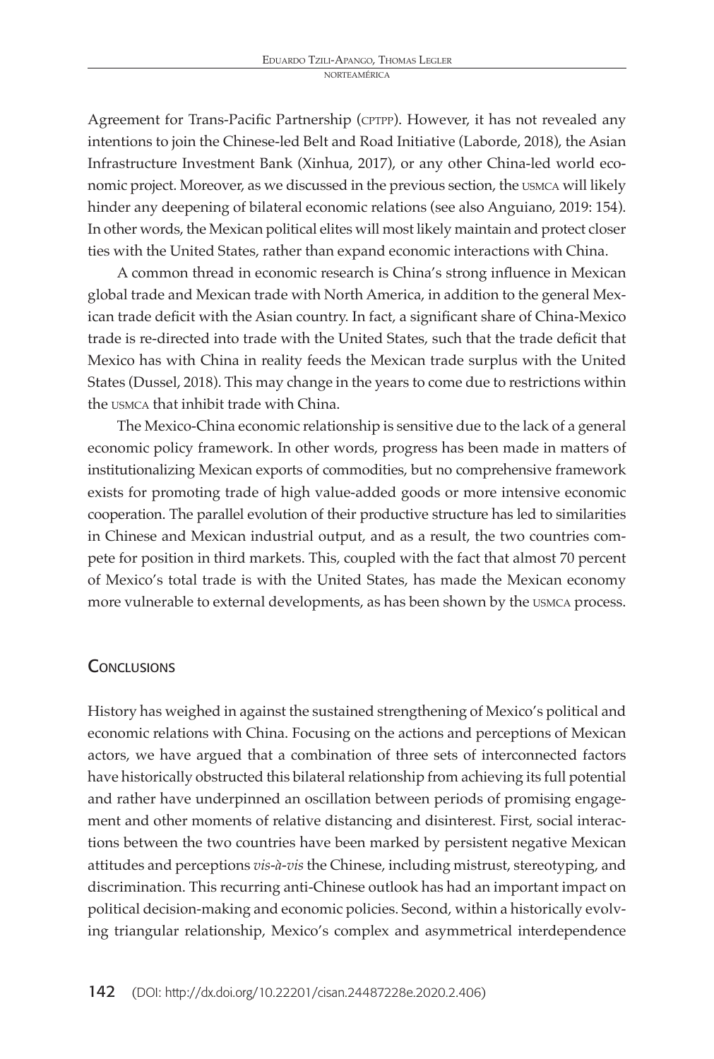Agreement for Trans-Pacific Partnership (CPTPP). However, it has not revealed any intentions to join the Chinese-led Belt and Road Initiative (Laborde, 2018), the Asian Infrastructure Investment Bank (Xinhua, 2017), or any other China-led world economic project. Moreover, as we discussed in the previous section, the USMCA will likely hinder any deepening of bilateral economic relations (see also Anguiano, 2019: 154). In other words, the Mexican political elites will most likely maintain and protect closer ties with the United States, rather than expand economic interactions with China.

A common thread in economic research is China's strong influence in Mexican global trade and Mexican trade with North America, in addition to the general Mexican trade deficit with the Asian country. In fact, a significant share of China-Mexico trade is re-directed into trade with the United States, such that the trade deficit that Mexico has with China in reality feeds the Mexican trade surplus with the United States (Dussel, 2018). This may change in the years to come due to restrictions within the USMCA that inhibit trade with China.

The Mexico-China economic relationship is sensitive due to the lack of a general economic policy framework. In other words, progress has been made in matters of institutionalizing Mexican exports of commodities, but no comprehensive framework exists for promoting trade of high value-added goods or more intensive economic cooperation. The parallel evolution of their productive structure has led to similarities in Chinese and Mexican industrial output, and as a result, the two countries compete for position in third markets. This, coupled with the fact that almost 70 percent of Mexico's total trade is with the United States, has made the Mexican economy more vulnerable to external developments, as has been shown by the USMCA process.

## Conclusions

History has weighed in against the sustained strengthening of Mexico's political and economic relations with China. Focusing on the actions and perceptions of Mexican actors, we have argued that a combination of three sets of interconnected factors have historically obstructed this bilateral relationship from achieving its full potential and rather have underpinned an oscillation between periods of promising engagement and other moments of relative distancing and disinterest. First, social interactions between the two countries have been marked by persistent negative Mexican attitudes and perceptions *vis-à-vis* the Chinese, including mistrust, stereotyping, and discrimination. This recurring anti-Chinese outlook has had an important impact on political decision-making and economic policies. Second, within a historically evolving triangular relationship, Mexico's complex and asymmetrical interdependence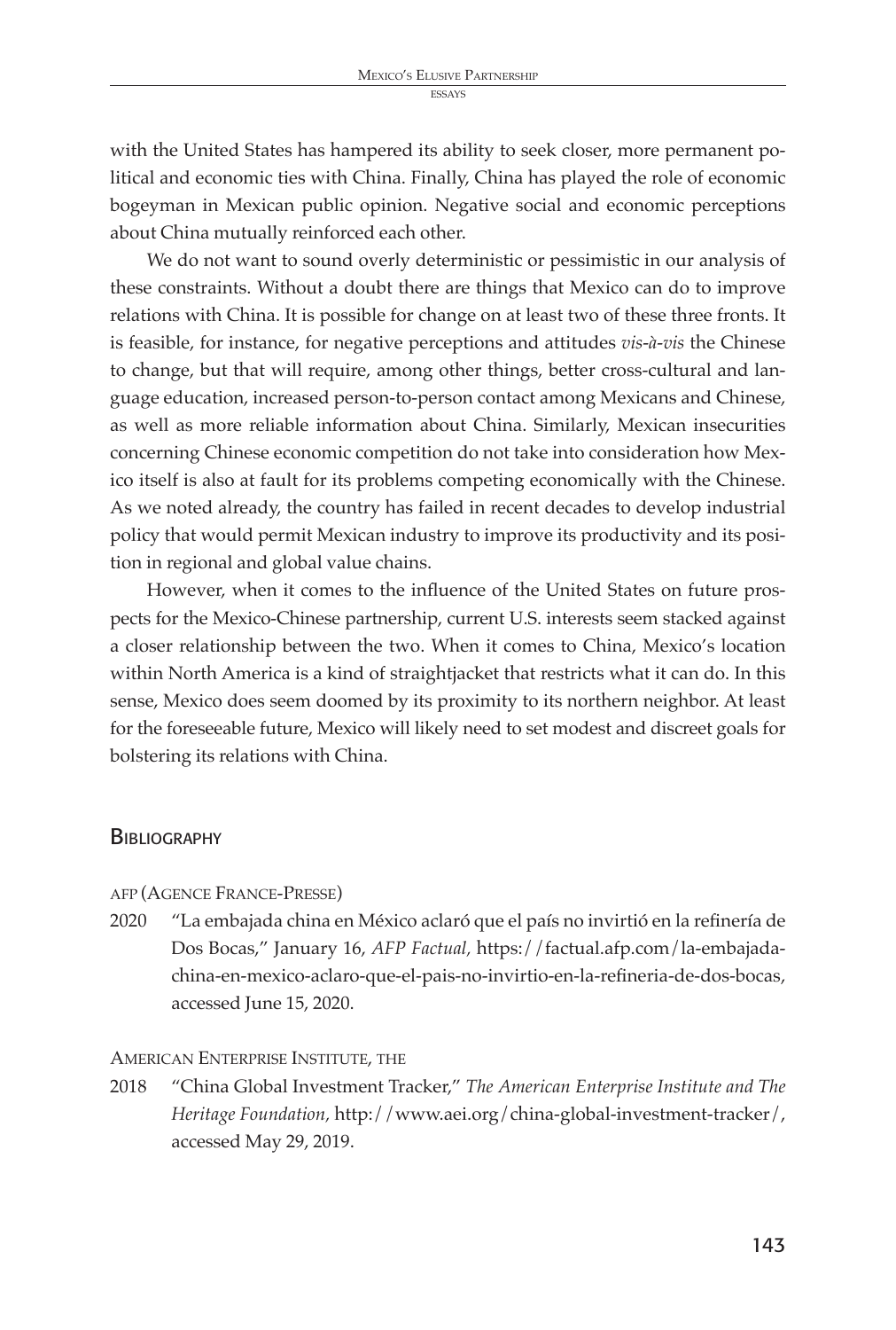with the United States has hampered its ability to seek closer, more permanent political and economic ties with China. Finally, China has played the role of economic bogeyman in Mexican public opinion. Negative social and economic perceptions about China mutually reinforced each other.

We do not want to sound overly deterministic or pessimistic in our analysis of these constraints. Without a doubt there are things that Mexico can do to improve relations with China. It is possible for change on at least two of these three fronts. It is feasible, for instance, for negative perceptions and attitudes *vis-à-vis* the Chinese to change, but that will require, among other things, better cross-cultural and language education, increased person-to-person contact among Mexicans and Chinese, as well as more reliable information about China. Similarly, Mexican insecurities concerning Chinese economic competition do not take into consideration how Mexico itself is also at fault for its problems competing economically with the Chinese. As we noted already, the country has failed in recent decades to develop industrial policy that would permit Mexican industry to improve its productivity and its position in regional and global value chains.

However, when it comes to the influence of the United States on future prospects for the Mexico-Chinese partnership, current U.S. interests seem stacked against a closer relationship between the two. When it comes to China, Mexico's location within North America is a kind of straightjacket that restricts what it can do. In this sense, Mexico does seem doomed by its proximity to its northern neighbor. At least for the foreseeable future, Mexico will likely need to set modest and discreet goals for bolstering its relations with China.

## Bibliography

AFP (Agence France-Presse)

2020 "La embajada china en México aclaró que el país no invirtió en la refinería de Dos Bocas," January 16, *AFP Factual*, https://factual.afp.com/la-embajada-china-en-mexico-aclaro-que-el-pais-no-invirtio-en-la-refineria-de-dos-bocas, accessed June 15, 2020.

American Enterprise Institute, the

2018 "China Global Investment Tracker," *The American Enterprise Institute and The Heritage Foundation*, http://www.aei.org/china-global-investment-tracker/, accessed May 29, 2019.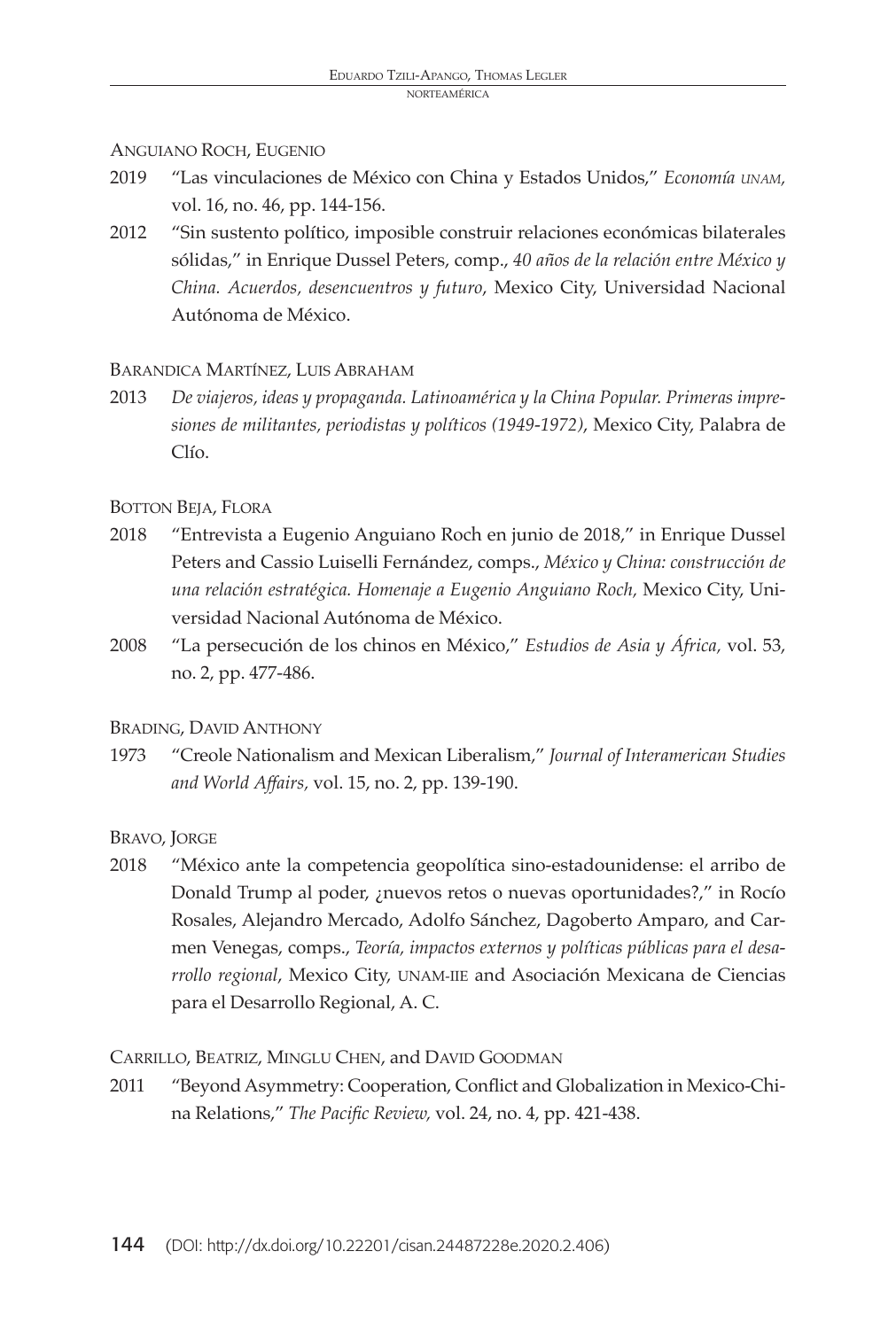Anguiano Roch, Eugenio

2019 "Las vinculaciones de México con China y Estados Unidos," *Economía unam*, vol. 16, no. 46, pp. 144-156.

2012 "Sin sustento político, imposible construir relaciones económicas bilaterales sólidas," in Enrique Dussel Peters, comp., *40 años de la relación entre México y China. Acuerdos, desencuentros y futuro*, Mexico City, Universidad Nacional Autónoma de México.

Barandica Martínez, Luis Abraham

2013 *De viajeros, ideas y propaganda. Latinoamérica y la China Popular. Primeras impresiones de militantes, periodistas y políticos (1949-1972)*, Mexico City, Palabra de Clío.

Botton Beja, Flora

2018 "Entrevista a Eugenio Anguiano Roch en junio de 2018," in Enrique Dussel Peters and Cassio Luiselli Fernández, comps., *México y China: construcción de una relación estratégica. Homenaje a Eugenio Anguiano Roch,* Mexico City, Universidad Nacional Autónoma de México.

2008 "La persecución de los chinos en México," *Estudios de Asia y África,* vol. 53, no. 2, pp. 477-486.

Brading, David Anthony

1973 "Creole Nationalism and Mexican Liberalism," *Journal of Interamerican Studies and World Affairs,* vol. 15, no. 2, pp. 139-190.

Bravo, Jorge

2018 "México ante la competencia geopolítica sino-estadounidense: el arribo de Donald Trump al poder, ¿nuevos retos o nuevas oportunidades?," in Rocío Rosales, Alejandro Mercado, Adolfo Sánchez, Dagoberto Amparo, and Carmen Venegas, comps., *Teoría, impactos externos y políticas públicas para el desarrollo regional*, Mexico City, unam-iie and Asociación Mexicana de Ciencias para el Desarrollo Regional, A. C.

Carrillo, Beatriz, Minglu Chen, and David Goodman

2011 "Beyond Asymmetry: Cooperation, Conflict and Globalization in Mexico-China Relations," *The Pacific Review,* vol. 24, no. 4, pp. 421-438.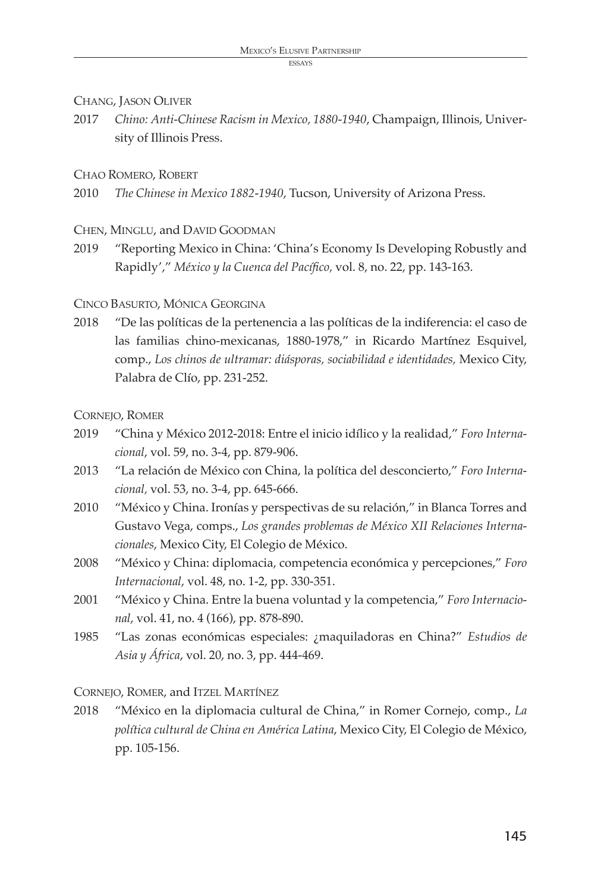Chang, Jason Oliver

2017 *Chino: Anti-Chinese Racism in Mexico, 1880-1940*, Champaign, Illinois, University of Illinois Press.

Chao Romero, Robert

2010 *The Chinese in Mexico 1882-1940*, Tucson, University of Arizona Press.

Chen, Minglu, and David Goodman

2019 "Reporting Mexico in China: 'China's Economy Is Developing Robustly and Rapidly'," *México y la Cuenca del Pacífico,* vol. 8, no. 22, pp. 143-163.

Cinco Basurto, Mónica Georgina

2018 "De las políticas de la pertenencia a las políticas de la indiferencia: el caso de las familias chino-mexicanas, 1880-1978," in Ricardo Martínez Esquivel, comp., *Los chinos de ultramar: diásporas, sociabilidad e identidades,* Mexico City, Palabra de Clío, pp. 231-252.

Cornejo, Romer

2019 "China y México 2012-2018: Entre el inicio idílico y la realidad," *Foro Internacional*, vol. 59, no. 3-4, pp. 879-906.

2013 "La relación de México con China, la política del desconcierto," *Foro Internacional,* vol. 53, no. 3-4, pp. 645-666.

2010 "México y China. Ironías y perspectivas de su relación," in Blanca Torres and Gustavo Vega, comps., *Los grandes problemas de México XII Relaciones Internacionales*, Mexico City, El Colegio de México.

2008 "México y China: diplomacia, competencia económica y percepciones," *Foro Internacional*, vol. 48, no. 1-2, pp. 330-351.

2001 "México y China. Entre la buena voluntad y la competencia," *Foro Internacional*, vol. 41, no. 4 (166), pp. 878-890.

1985 "Las zonas económicas especiales: ¿maquiladoras en China?" *Estudios de Asia y África*, vol. 20, no. 3, pp. 444-469.

Cornejo, Romer, and Itzel Martínez

2018 "México en la diplomacia cultural de China," in Romer Cornejo, comp., *La política cultural de China en América Latina*, Mexico City, El Colegio de México, pp. 105-156.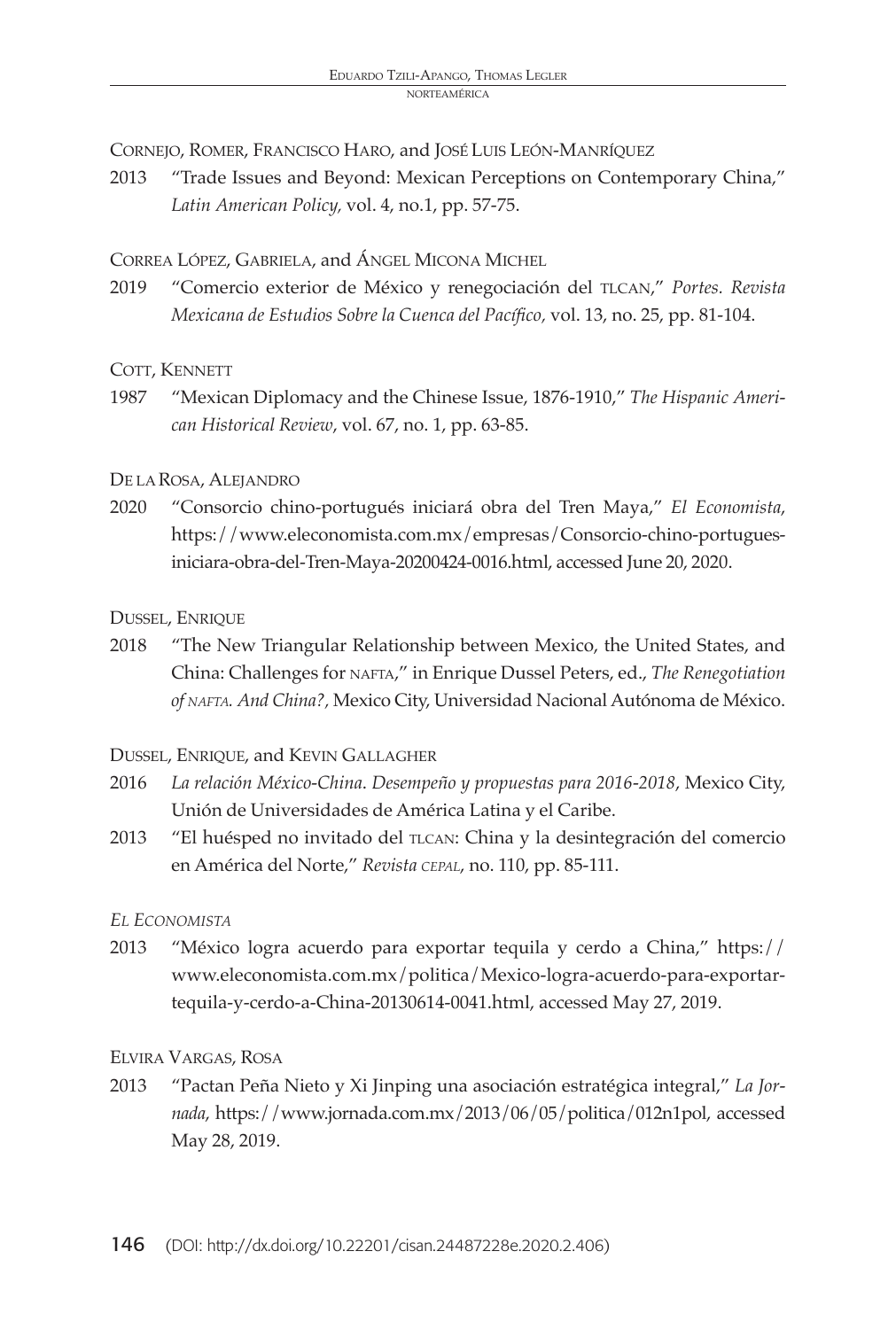Cornejo, Romer, Francisco Haro, and José Luis León-Manríquez

2013 "Trade Issues and Beyond: Mexican Perceptions on Contemporary China," *Latin American Policy*, vol. 4, no.1, pp. 57-75.

Correa López, Gabriela, and Ángel Micona Michel

2019 "Comercio exterior de México y renegociación del TLCAN," *Portes. Revista Mexicana de Estudios Sobre la Cuenca del Pacífico*, vol. 13, no. 25, pp. 81-104.

Cott, Kennett

1987 "Mexican Diplomacy and the Chinese Issue, 1876-1910," *The Hispanic American Historical Review*, vol. 67, no. 1, pp. 63-85.

De la Rosa, Alejandro

2020 "Consorcio chino-portugués iniciará obra del Tren Maya," *El Economista*, https://www.eleconomista.com.mx/empresas/Consorcio-chino-portugues-iniciara-obra-del-Tren-Maya-20200424-0016.html, accessed June 20, 2020.

Dussel, Enrique

2018 "The New Triangular Relationship between Mexico, the United States, and China: Challenges for NAFTA," in Enrique Dussel Peters, ed., *The Renegotiation of NAFTA. And China?*, Mexico City, Universidad Nacional Autónoma de México.

Dussel, Enrique, and Kevin Gallagher

2016 *La relación México-China. Desempeño y propuestas para 2016-2018*, Mexico City, Unión de Universidades de América Latina y el Caribe.

2013 "El huésped no invitado del TLCAN: China y la desintegración del comercio en América del Norte," *Revista CEPAL*, no. 110, pp. 85-111.

*El Economista*

2013 "México logra acuerdo para exportar tequila y cerdo a China," https://www.eleconomista.com.mx/politica/Mexico-logra-acuerdo-para-exportar-tequila-y-cerdo-a-China-20130614-0041.html, accessed May 27, 2019.

Elvira Vargas, Rosa

2013 "Pactan Peña Nieto y Xi Jinping una asociación estratégica integral," *La Jornada*, https://www.jornada.com.mx/2013/06/05/politica/012n1pol, accessed May 28, 2019.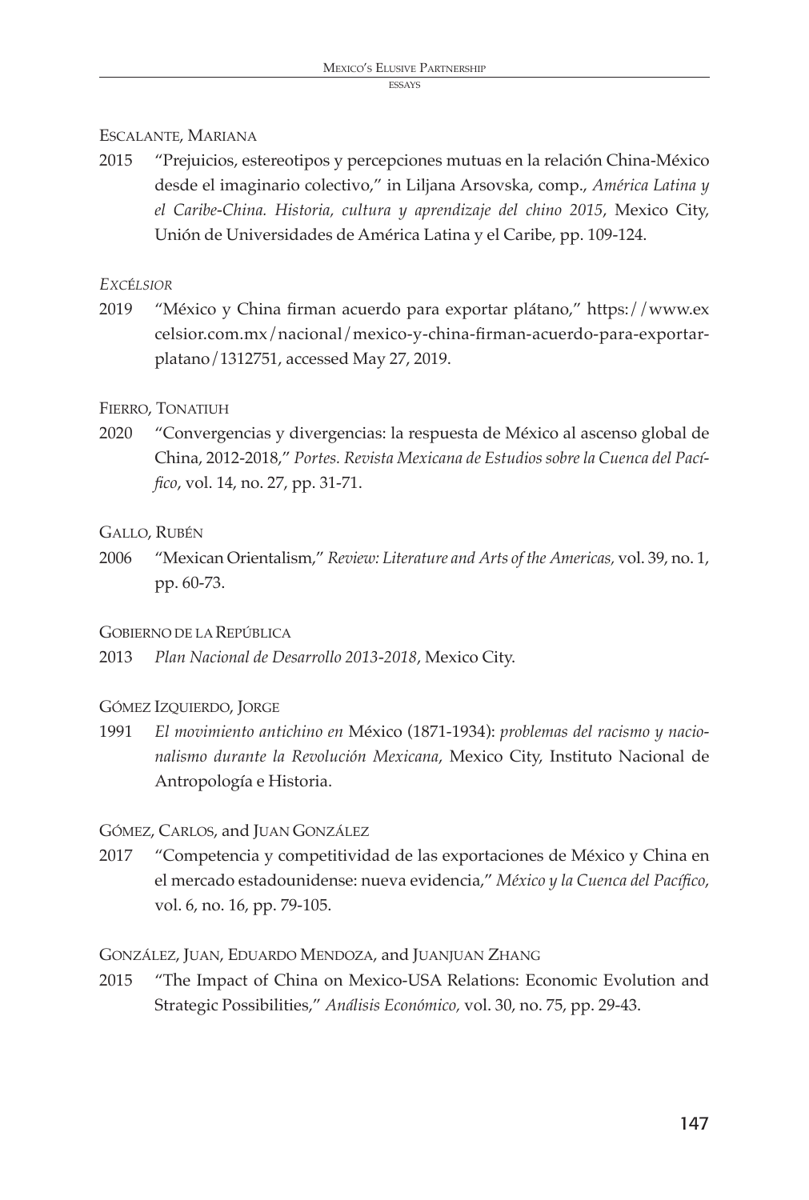Escalante, Mariana

2015 "Prejuicios, estereotipos y percepciones mutuas en la relación China-México desde el imaginario colectivo," in Liljana Arsovska, comp., *América Latina y el Caribe-China. Historia, cultura y aprendizaje del chino 2015*, Mexico City, Unión de Universidades de América Latina y el Caribe, pp. 109-124.

*Excélsior*

2019 "México y China firman acuerdo para exportar plátano," https://www.excelsior.com.mx/nacional/mexico-y-china-firman-acuerdo-para-exportar-platano/1312751, accessed May 27, 2019.

Fierro, Tonatiuh

2020 "Convergencias y divergencias: la respuesta de México al ascenso global de China, 2012-2018," *Portes. Revista Mexicana de Estudios sobre la Cuenca del Pacífico*, vol. 14, no. 27, pp. 31-71.

Gallo, Rubén

2006 "Mexican Orientalism," *Review: Literature and Arts of the Americas,* vol. 39, no. 1, pp. 60-73.

Gobierno de la República

2013 *Plan Nacional de Desarrollo 2013-2018*, Mexico City.

Gómez Izquierdo, Jorge

1991 *El movimiento antichino en* México (1871-1934): *problemas del racismo y nacionalismo durante la Revolución Mexicana*, Mexico City, Instituto Nacional de Antropología e Historia.

Gómez, Carlos, and Juan González

2017 "Competencia y competitividad de las exportaciones de México y China en el mercado estadounidense: nueva evidencia," *México y la Cuenca del Pacífico,* vol. 6, no. 16, pp. 79-105.

González, Juan, Eduardo Mendoza, and Juanjuan Zhang

2015 "The Impact of China on Mexico-USA Relations: Economic Evolution and Strategic Possibilities," *Análisis Económico,* vol. 30, no. 75, pp. 29-43.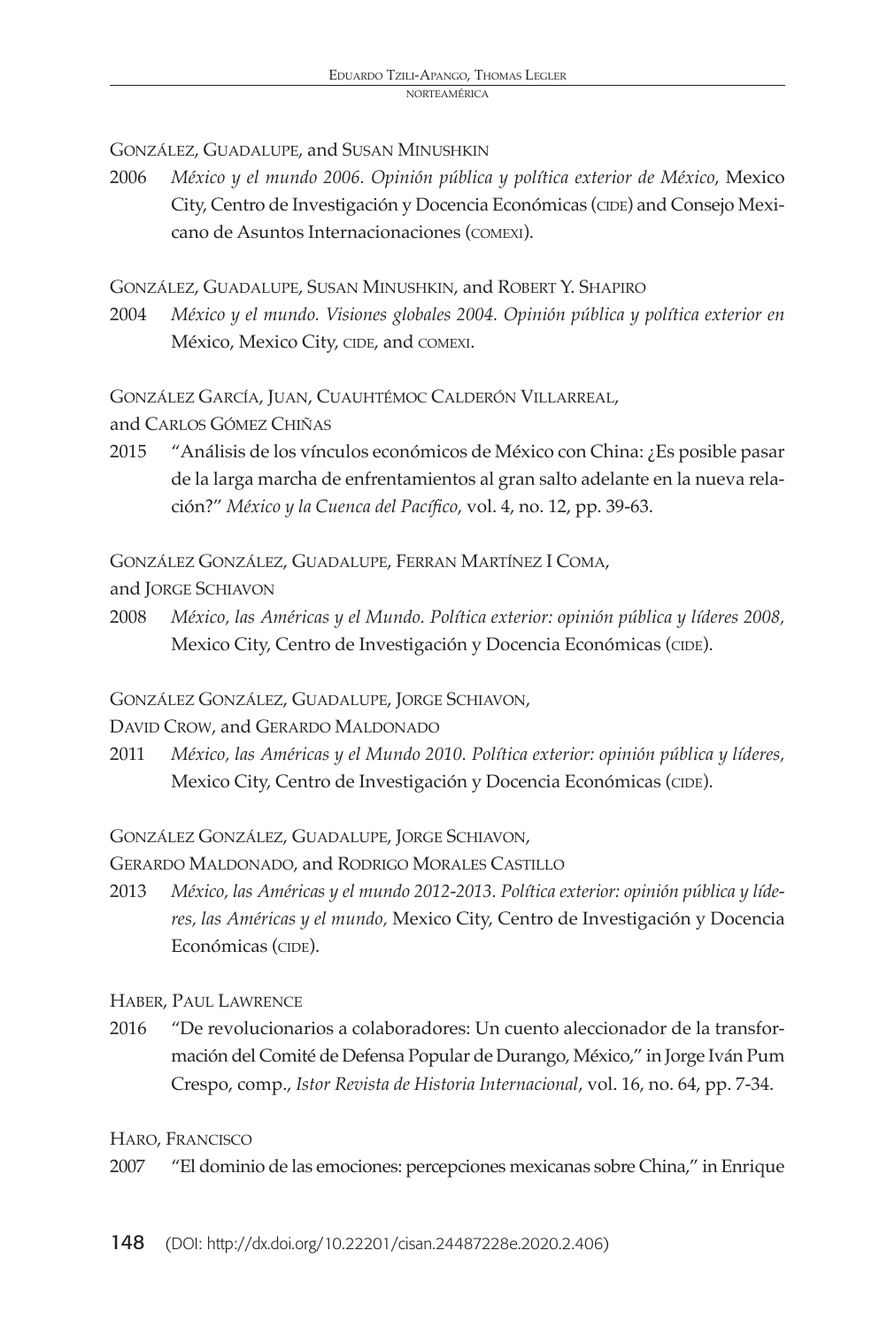González, Guadalupe, and Susan Minushkin

2006 *México y el mundo 2006. Opinión pública y política exterior de México*, Mexico City, Centro de Investigación y Docencia Económicas (cide) and Consejo Mexicano de Asuntos Internacionaciones (comexi).

González, Guadalupe, Susan Minushkin, and Robert Y. Shapiro

2004 *México y el mundo. Visiones globales 2004. Opinión pública y política exterior en* México, Mexico City, cide, and comexi.

González García, Juan, Cuauhtémoc Calderón Villarreal, and Carlos Gómez Chiñas

2015 "Análisis de los vínculos económicos de México con China: ¿Es posible pasar de la larga marcha de enfrentamientos al gran salto adelante en la nueva relación?" *México y la Cuenca del Pacífico*, vol. 4, no. 12, pp. 39-63.

González González, Guadalupe, Ferran Martínez i Coma, and Jorge Schiavon

2008 *México, las Américas y el Mundo. Política exterior: opinión pública y líderes 2008,* Mexico City, Centro de Investigación y Docencia Económicas (cide).

González González, Guadalupe, Jorge Schiavon, David Crow, and Gerardo Maldonado

2011 *México, las Américas y el Mundo 2010. Política exterior: opinión pública y líderes,* Mexico City, Centro de Investigación y Docencia Económicas (cide).

González González, Guadalupe, Jorge Schiavon, Gerardo Maldonado, and Rodrigo Morales Castillo

2013 *México, las Américas y el mundo 2012-2013. Política exterior: opinión pública y líderes, las Américas y el mundo,* Mexico City, Centro de Investigación y Docencia Económicas (cide).

Haber, Paul Lawrence

2016 "De revolucionarios a colaboradores: Un cuento aleccionador de la transformación del Comité de Defensa Popular de Durango, México," in Jorge Iván Pum Crespo, comp., *Istor Revista de Historia Internacional*, vol. 16, no. 64, pp. 7-34.

Haro, Francisco

2007 "El dominio de las emociones: percepciones mexicanas sobre China," in Enrique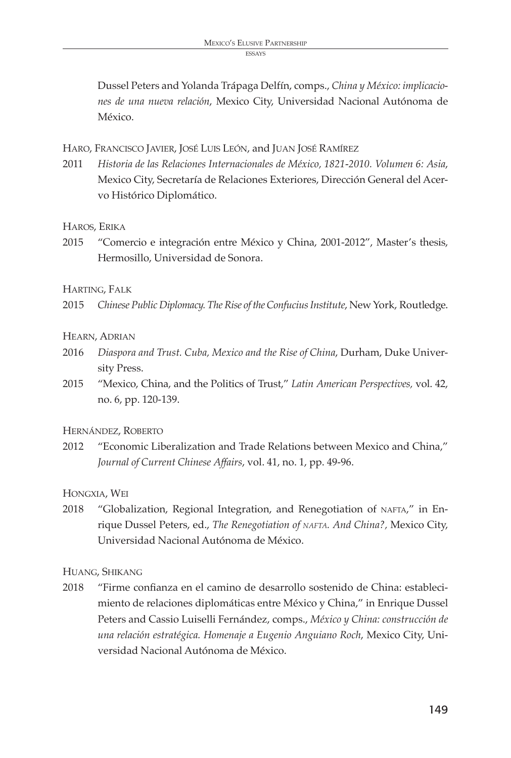Dussel Peters and Yolanda Trápaga Delfín, comps., *China y México: implicaciones de una nueva relación*, Mexico City, Universidad Nacional Autónoma de México.

Haro, Francisco Javier, José Luis León, and Juan José Ramírez

2011 *Historia de las Relaciones Internacionales de México, 1821-2010. Volumen 6: Asia*, Mexico City, Secretaría de Relaciones Exteriores, Dirección General del Acervo Histórico Diplomático.

Haros, Erika

2015 "Comercio e integración entre México y China, 2001-2012", Master's thesis, Hermosillo, Universidad de Sonora.

Harting, Falk

2015 *Chinese Public Diplomacy. The Rise of the Confucius Institute*, New York, Routledge.

Hearn, Adrian

2016 *Diaspora and Trust. Cuba, Mexico and the Rise of China*, Durham, Duke University Press.

2015 "Mexico, China, and the Politics of Trust," *Latin American Perspectives,* vol. 42, no. 6, pp. 120-139.

Hernández, Roberto

2012 "Economic Liberalization and Trade Relations between Mexico and China," *Journal of Current Chinese Affairs*, vol. 41, no. 1, pp. 49-96.

Hongxia, Wei

2018 "Globalization, Regional Integration, and Renegotiation of NAFTA," in Enrique Dussel Peters, ed., *The Renegotiation of NAFTA. And China?*, Mexico City, Universidad Nacional Autónoma de México.

Huang, Shikang

2018 "Firme confianza en el camino de desarrollo sostenido de China: establecimiento de relaciones diplomáticas entre México y China," in Enrique Dussel Peters and Cassio Luiselli Fernández, comps., *México y China: construcción de una relación estratégica. Homenaje a Eugenio Anguiano Roch*, Mexico City, Universidad Nacional Autónoma de México.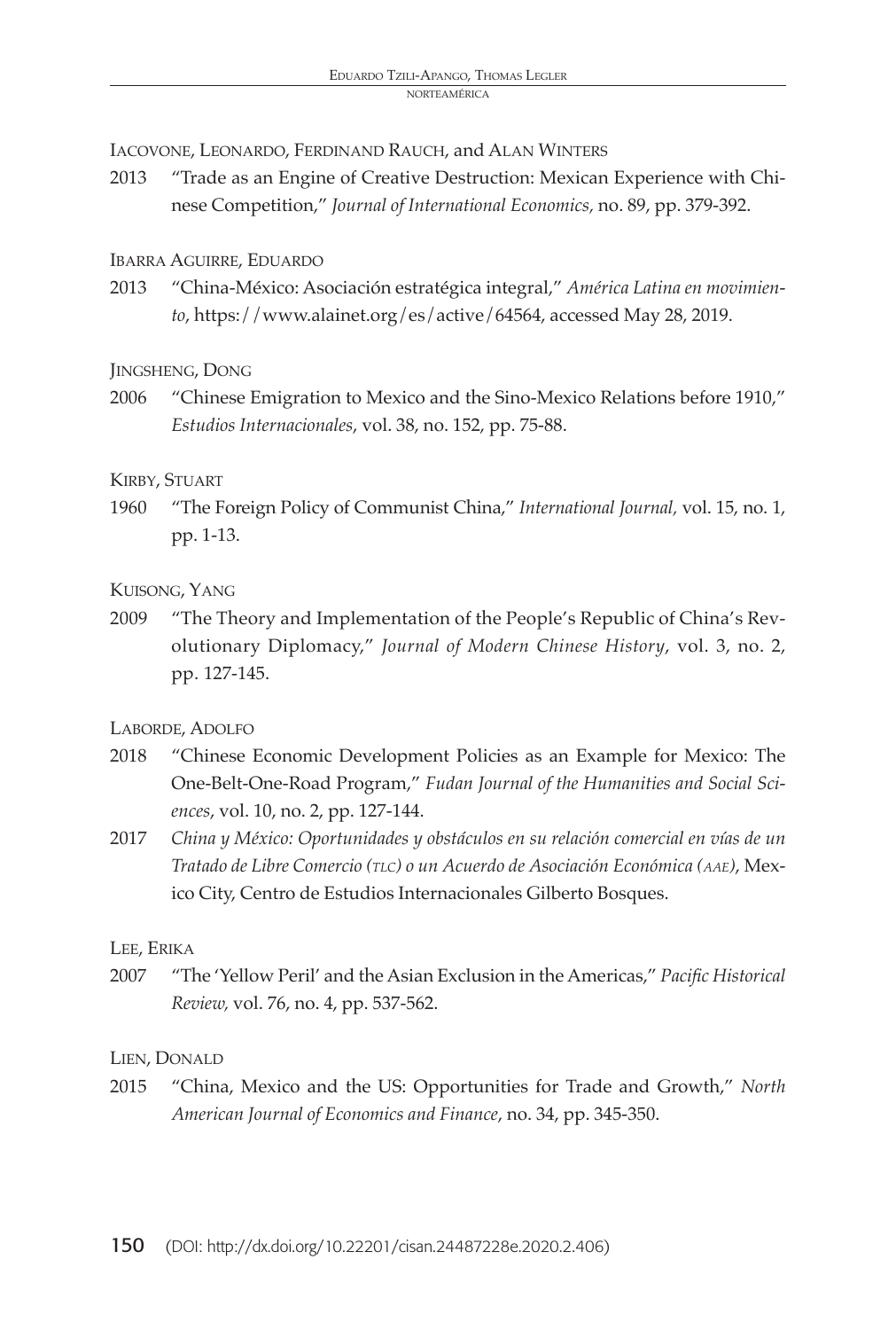Iacovone, Leonardo, Ferdinand Rauch, and Alan Winters

2013 "Trade as an Engine of Creative Destruction: Mexican Experience with Chinese Competition," *Journal of International Economics*, no. 89, pp. 379-392.

Ibarra Aguirre, Eduardo

2013 "China-México: Asociación estratégica integral," *América Latina en movimiento*, https://www.alainet.org/es/active/64564, accessed May 28, 2019.

Jingsheng, Dong

2006 "Chinese Emigration to Mexico and the Sino-Mexico Relations before 1910," *Estudios Internacionales*, vol. 38, no. 152, pp. 75-88.

Kirby, Stuart

1960 "The Foreign Policy of Communist China," *International Journal*, vol. 15, no. 1, pp. 1-13.

Kuisong, Yang

2009 "The Theory and Implementation of the People's Republic of China's Revolutionary Diplomacy," *Journal of Modern Chinese History*, vol. 3, no. 2, pp. 127-145.

Laborde, Adolfo

2018 "Chinese Economic Development Policies as an Example for Mexico: The One-Belt-One-Road Program," *Fudan Journal of the Humanities and Social Sciences*, vol. 10, no. 2, pp. 127-144.

2017 *China y México: Oportunidades y obstáculos en su relación comercial en vías de un Tratado de Libre Comercio (TLC) o un Acuerdo de Asociación Económica (AAE)*, Mexico City, Centro de Estudios Internacionales Gilberto Bosques.

Lee, Erika

2007 "The 'Yellow Peril' and the Asian Exclusion in the Americas," *Pacific Historical Review*, vol. 76, no. 4, pp. 537-562.

Lien, Donald

2015 "China, Mexico and the US: Opportunities for Trade and Growth," *North American Journal of Economics and Finance*, no. 34, pp. 345-350.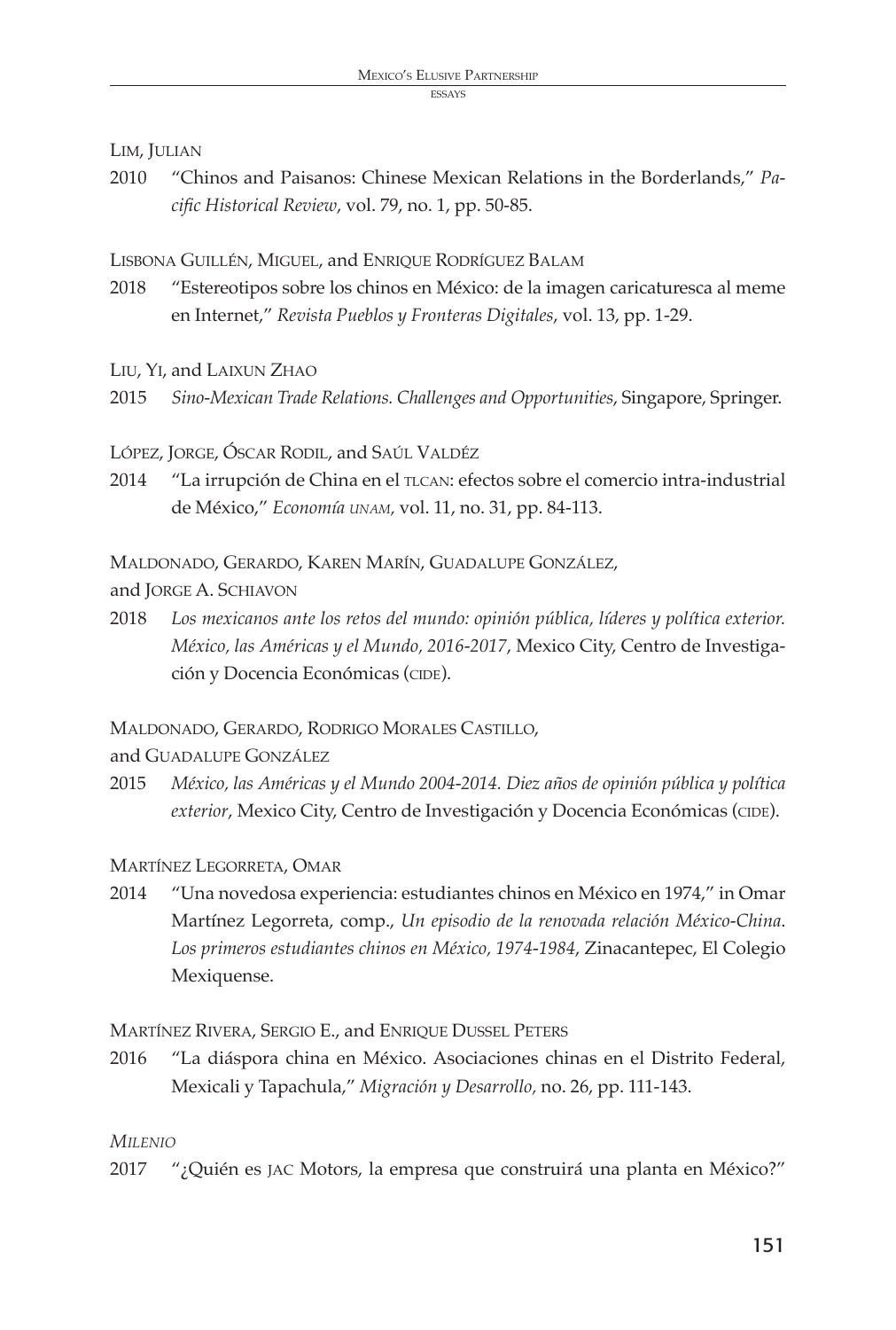Lim, Julian

2010 "Chinos and Paisanos: Chinese Mexican Relations in the Borderlands," *Pacific Historical Review*, vol. 79, no. 1, pp. 50-85.

Lisbona Guillén, Miguel, and Enrique Rodríguez Balam

2018 "Estereotipos sobre los chinos en México: de la imagen caricaturesca al meme en Internet," *Revista Pueblos y Fronteras Digitales*, vol. 13, pp. 1-29.

Liu, Yi, and Laixun Zhao

2015 *Sino-Mexican Trade Relations. Challenges and Opportunities*, Singapore, Springer.

López, Jorge, Óscar Rodil, and Saúl Valdéz

2014 "La irrupción de China en el tlcan: efectos sobre el comercio intra-industrial de México," *Economía unam*, vol. 11, no. 31, pp. 84-113.

Maldonado, Gerardo, Karen Marín, Guadalupe González, and Jorge A. Schiavon

2018 *Los mexicanos ante los retos del mundo: opinión pública, líderes y política exterior. México, las Américas y el Mundo, 2016-2017*, Mexico City, Centro de Investigación y Docencia Económicas (cide).

Maldonado, Gerardo, Rodrigo Morales Castillo, and Guadalupe González

2015 *México, las Américas y el Mundo 2004-2014. Diez años de opinión pública y política exterior*, Mexico City, Centro de Investigación y Docencia Económicas (cide).

Martínez Legorreta, Omar

2014 "Una novedosa experiencia: estudiantes chinos en México en 1974," in Omar Martínez Legorreta, comp., *Un episodio de la renovada relación México-China. Los primeros estudiantes chinos en México, 1974-1984*, Zinacantepec, El Colegio Mexiquense.

Martínez Rivera, Sergio E., and Enrique Dussel Peters

2016 "La diáspora china en México. Asociaciones chinas en el Distrito Federal, Mexicali y Tapachula," *Migración y Desarrollo*, no. 26, pp. 111-143.

*Milenio*

2017 "¿Quién es jac Motors, la empresa que construirá una planta en México?"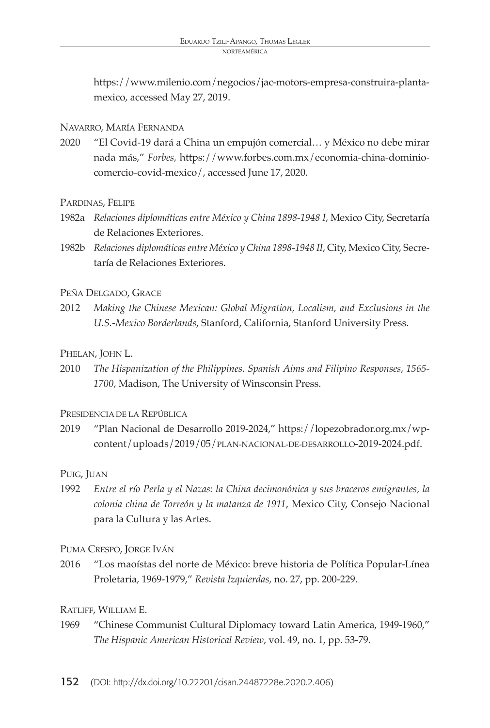https://www.milenio.com/negocios/jac-motors-empresa-construira-planta-mexico, accessed May 27, 2019.

Navarro, María Fernanda

2020 "El Covid-19 dará a China un empujón comercial… y México no debe mirar nada más," *Forbes,* https://www.forbes.com.mx/economia-china-dominio-comercio-covid-mexico/, accessed June 17, 2020.

Pardinas, Felipe

1982a *Relaciones diplomáticas entre México y China 1898-1948 I*, Mexico City, Secretaría de Relaciones Exteriores.

1982b *Relaciones diplomáticas entre México y China 1898-1948 II*, City, Mexico City, Secretaría de Relaciones Exteriores.

Peña Delgado, Grace

2012 *Making the Chinese Mexican: Global Migration, Localism, and Exclusions in the U.S.-Mexico Borderlands*, Stanford, California, Stanford University Press.

Phelan, John L.

2010 *The Hispanization of the Philippines. Spanish Aims and Filipino Responses, 1565-1700*, Madison, The University of Winsconsin Press.

Presidencia de la República

2019 "Plan Nacional de Desarrollo 2019-2024," https://lopezobrador.org.mx/wp-content/uploads/2019/05/PLAN-NACIONAL-DE-DESARROLLO-2019-2024.pdf.

Puig, Juan

1992 *Entre el río Perla y el Nazas: la China decimonónica y sus braceros emigrantes, la colonia china de Torreón y la matanza de 1911*, Mexico City, Consejo Nacional para la Cultura y las Artes.

Puma Crespo, Jorge Iván

2016 "Los maoístas del norte de México: breve historia de Política Popular-Línea Proletaria, 1969-1979," *Revista Izquierdas*, no. 27, pp. 200-229.

Ratliff, William E.

1969 "Chinese Communist Cultural Diplomacy toward Latin America, 1949-1960," *The Hispanic American Historical Review*, vol. 49, no. 1, pp. 53-79.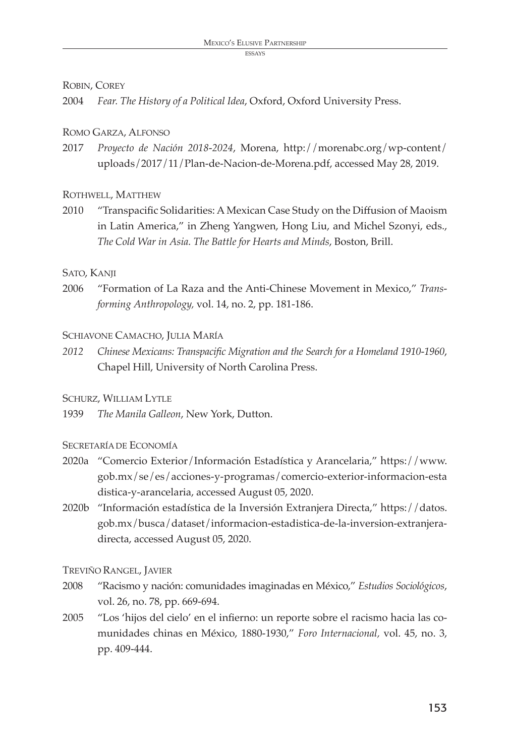Robin, Corey

2004 *Fear. The History of a Political Idea*, Oxford, Oxford University Press.

Romo Garza, Alfonso

2017 *Proyecto de Nación 2018-2024*, Morena, http://morenabc.org/wp-content/uploads/2017/11/Plan-de-Nacion-de-Morena.pdf, accessed May 28, 2019.

Rothwell, Matthew

2010 "Transpacific Solidarities: A Mexican Case Study on the Diffusion of Maoism in Latin America," in Zheng Yangwen, Hong Liu, and Michel Szonyi, eds., *The Cold War in Asia. The Battle for Hearts and Minds*, Boston, Brill.

Sato, Kanji

2006 "Formation of La Raza and the Anti-Chinese Movement in Mexico," *Transforming Anthropology*, vol. 14, no. 2, pp. 181-186.

Schiavone Camacho, Julia María

*2012 Chinese Mexicans: Transpacific Migration and the Search for a Homeland 1910-1960*, Chapel Hill, University of North Carolina Press.

Schurz, William Lytle

1939 *The Manila Galleon*, New York, Dutton.

Secretaría de Economía

2020a "Comercio Exterior/Información Estadística y Arancelaria," https://www.gob.mx/se/es/acciones-y-programas/comercio-exterior-informacion-estadistica-y-arancelaria, accessed August 05, 2020.

2020b "Información estadística de la Inversión Extranjera Directa," https://datos.gob.mx/busca/dataset/informacion-estadistica-de-la-inversion-extranjera-directa, accessed August 05, 2020.

Treviño Rangel, Javier

2008 "Racismo y nación: comunidades imaginadas en México," *Estudios Sociológicos*, vol. 26, no. 78, pp. 669-694.

2005 "Los 'hijos del cielo' en el infierno: un reporte sobre el racismo hacia las comunidades chinas en México, 1880-1930," *Foro Internacional*, vol. 45, no. 3, pp. 409-444.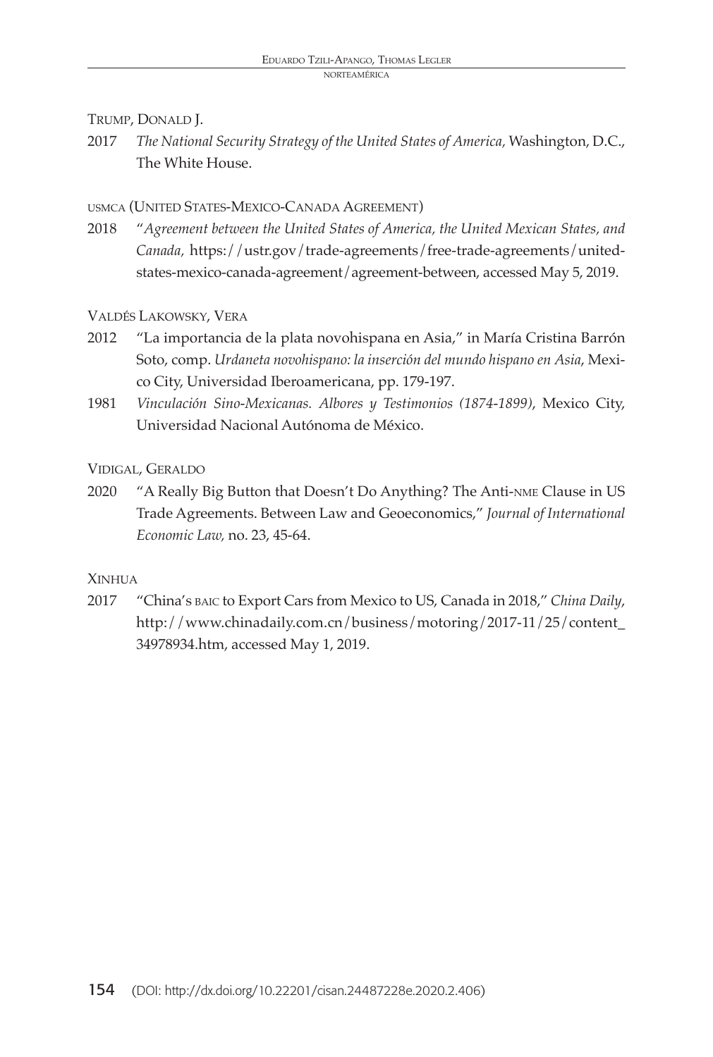Trump, Donald J.

2017 *The National Security Strategy of the United States of America,* Washington, D.C., The White House.

usmca (United States-Mexico-Canada Agreement)

2018 "*Agreement between the United States of America, the United Mexican States, and Canada,* https://ustr.gov/trade-agreements/free-trade-agreements/united-states-mexico-canada-agreement/agreement-between, accessed May 5, 2019.

Valdés Lakowsky, Vera

2012 "La importancia de la plata novohispana en Asia," in María Cristina Barrón Soto, comp. *Urdaneta novohispano: la inserción del mundo hispano en Asia*, Mexico City, Universidad Iberoamericana, pp. 179-197.

1981 *Vinculación Sino-Mexicanas. Albores y Testimonios (1874-1899)*, Mexico City, Universidad Nacional Autónoma de México.

Vidigal, Geraldo

2020 "A Really Big Button that Doesn't Do Anything? The Anti-nme Clause in US Trade Agreements. Between Law and Geoeconomics," *Journal of International Economic Law,* no. 23, 45-64.

Xinhua

2017 "China's baic to Export Cars from Mexico to US, Canada in 2018," *China Daily*, http://www.chinadaily.com.cn/business/motoring/2017-11/25/content_34978934.htm, accessed May 1, 2019.

(DOI: http://dx.doi.org/10.22201/cisan.24487228e.2020.2.406)